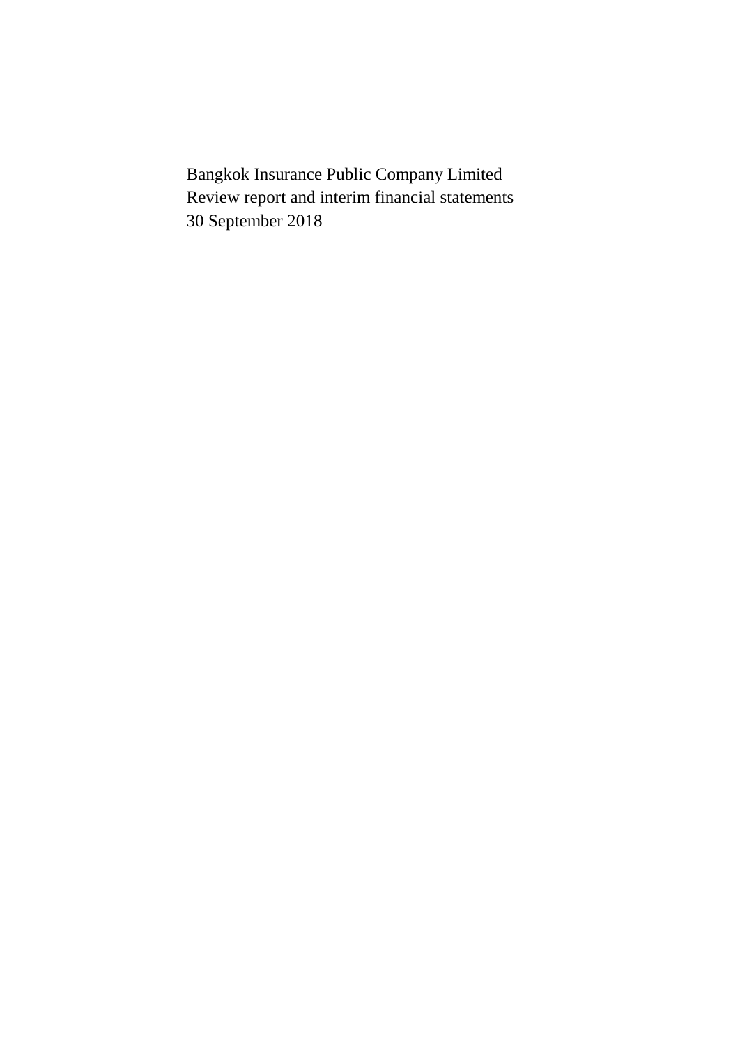Bangkok Insurance Public Company Limited
Review report and interim financial statements
30 September 2018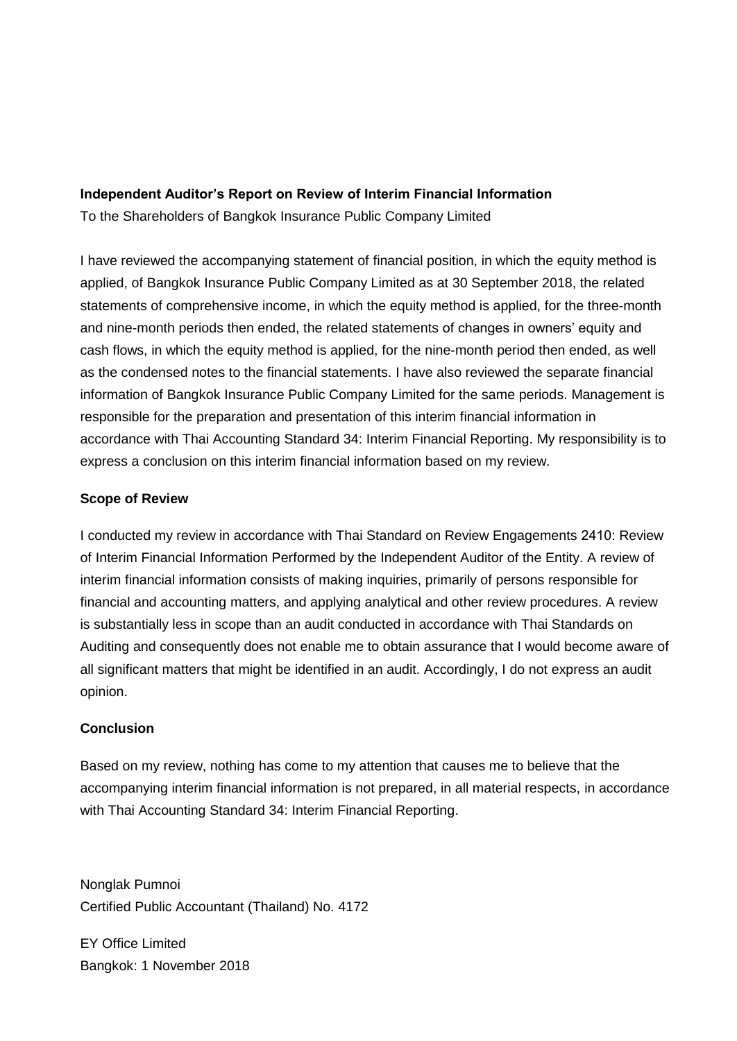**Independent Auditor's Report on Review of Interim Financial Information**

To the Shareholders of Bangkok Insurance Public Company Limited

I have reviewed the accompanying statement of financial position, in which the equity method is applied, of Bangkok Insurance Public Company Limited as at 30 September 2018, the related statements of comprehensive income, in which the equity method is applied, for the three-month and nine-month periods then ended, the related statements of changes in owners' equity and cash flows, in which the equity method is applied, for the nine-month period then ended, as well as the condensed notes to the financial statements. I have also reviewed the separate financial information of Bangkok Insurance Public Company Limited for the same periods. Management is responsible for the preparation and presentation of this interim financial information in accordance with Thai Accounting Standard 34: Interim Financial Reporting. My responsibility is to express a conclusion on this interim financial information based on my review.

**Scope of Review**

I conducted my review in accordance with Thai Standard on Review Engagements 2410: Review of Interim Financial Information Performed by the Independent Auditor of the Entity. A review of interim financial information consists of making inquiries, primarily of persons responsible for financial and accounting matters, and applying analytical and other review procedures. A review is substantially less in scope than an audit conducted in accordance with Thai Standards on Auditing and consequently does not enable me to obtain assurance that I would become aware of all significant matters that might be identified in an audit. Accordingly, I do not express an audit opinion.

**Conclusion**

Based on my review, nothing has come to my attention that causes me to believe that the accompanying interim financial information is not prepared, in all material respects, in accordance with Thai Accounting Standard 34: Interim Financial Reporting.

Nonglak Pumnoi
Certified Public Accountant (Thailand) No. 4172

EY Office Limited
Bangkok: 1 November 2018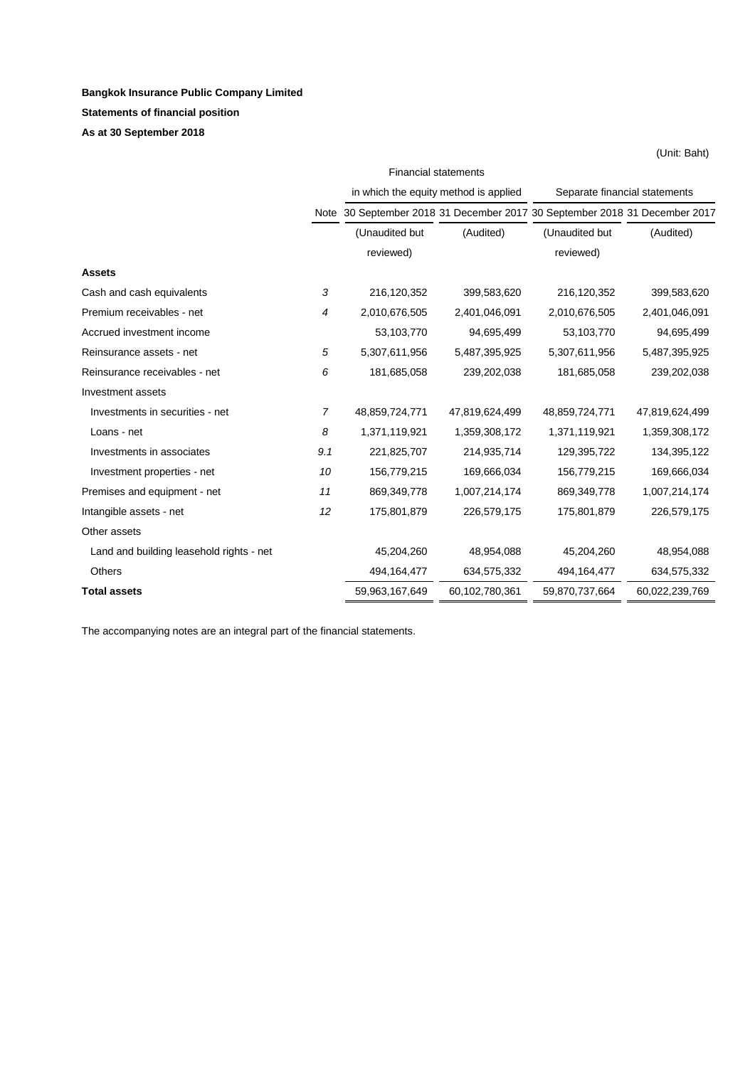**Bangkok Insurance Public Company Limited**

**Statements of financial position**

**As at 30 September 2018**

(Unit: Baht)

| | | Financial statements in which the equity method is applied | | Separate financial statements | |
|---|---|---|---|---|---|
| | Note | 30 September 2018 | 31 December 2017 | 30 September 2018 | 31 December 2017 |
| | | (Unaudited but reviewed) | (Audited) | (Unaudited but reviewed) | (Audited) |
| **Assets** | | | | | |
| Cash and cash equivalents | *3* | 216,120,352 | 399,583,620 | 216,120,352 | 399,583,620 |
| Premium receivables - net | *4* | 2,010,676,505 | 2,401,046,091 | 2,010,676,505 | 2,401,046,091 |
| Accrued investment income | | 53,103,770 | 94,695,499 | 53,103,770 | 94,695,499 |
| Reinsurance assets - net | *5* | 5,307,611,956 | 5,487,395,925 | 5,307,611,956 | 5,487,395,925 |
| Reinsurance receivables - net | *6* | 181,685,058 | 239,202,038 | 181,685,058 | 239,202,038 |
| Investment assets | | | | | |
| Investments in securities - net | *7* | 48,859,724,771 | 47,819,624,499 | 48,859,724,771 | 47,819,624,499 |
| Loans - net | *8* | 1,371,119,921 | 1,359,308,172 | 1,371,119,921 | 1,359,308,172 |
| Investments in associates | *9.1* | 221,825,707 | 214,935,714 | 129,395,722 | 134,395,122 |
| Investment properties - net | *10* | 156,779,215 | 169,666,034 | 156,779,215 | 169,666,034 |
| Premises and equipment - net | *11* | 869,349,778 | 1,007,214,174 | 869,349,778 | 1,007,214,174 |
| Intangible assets - net | *12* | 175,801,879 | 226,579,175 | 175,801,879 | 226,579,175 |
| Other assets | | | | | |
| Land and building leasehold rights - net | | 45,204,260 | 48,954,088 | 45,204,260 | 48,954,088 |
| Others | | 494,164,477 | 634,575,332 | 494,164,477 | 634,575,332 |
| **Total assets** | | 59,963,167,649 | 60,102,780,361 | 59,870,737,664 | 60,022,239,769 |

The accompanying notes are an integral part of the financial statements.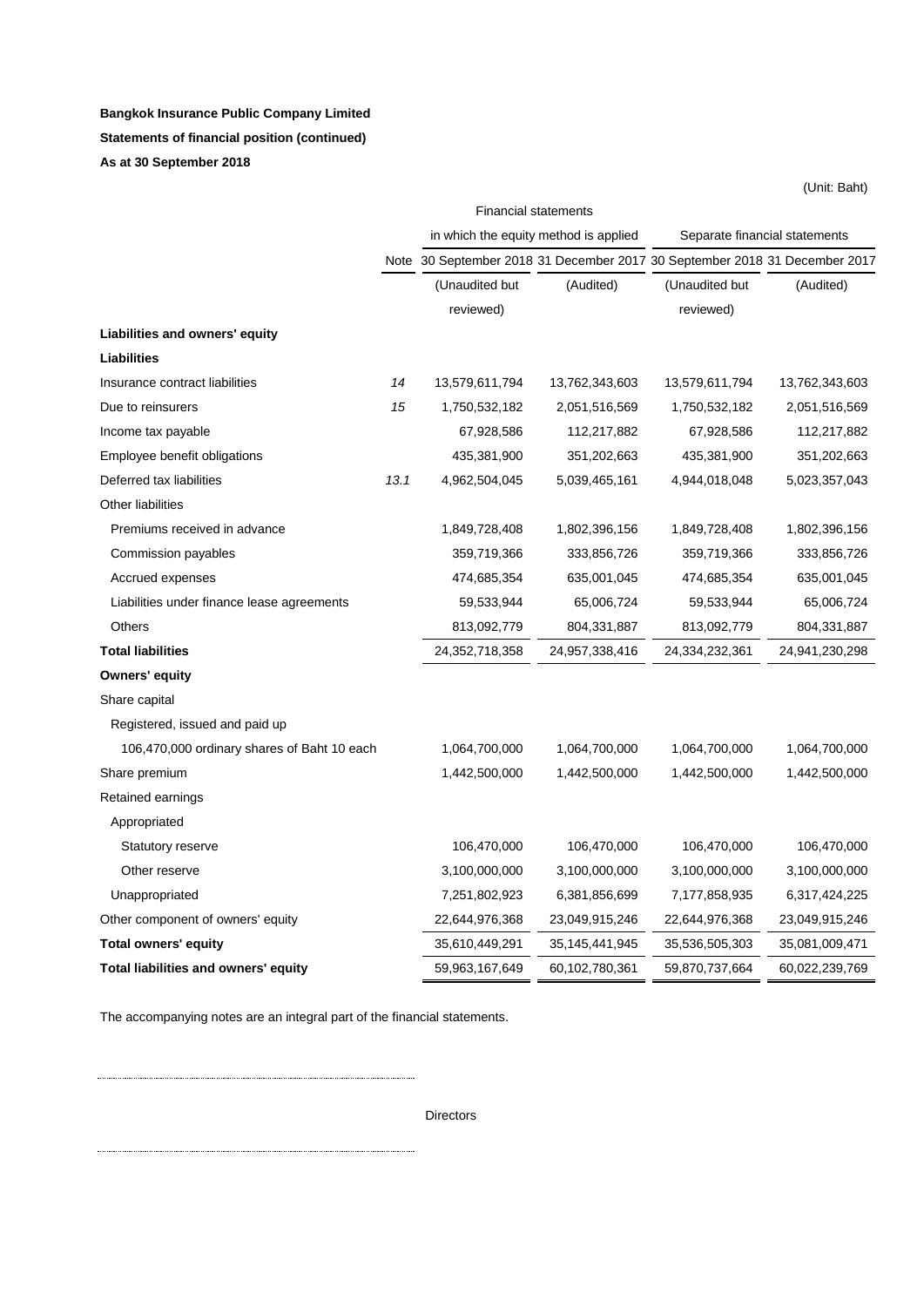**Bangkok Insurance Public Company Limited**

**Statements of financial position (continued)**

**As at 30 September 2018**

(Unit: Baht)

| | Note | Financial statements in which the equity method is applied | | Separate financial statements | |
|---|---|---|---|---|---|
| | | 30 September 2018 | 31 December 2017 | 30 September 2018 | 31 December 2017 |
| | | (Unaudited but reviewed) | (Audited) | (Unaudited but reviewed) | (Audited) |
| **Liabilities and owners' equity** | | | | | |
| **Liabilities** | | | | | |
| Insurance contract liabilities | *14* | 13,579,611,794 | 13,762,343,603 | 13,579,611,794 | 13,762,343,603 |
| Due to reinsurers | *15* | 1,750,532,182 | 2,051,516,569 | 1,750,532,182 | 2,051,516,569 |
| Income tax payable | | 67,928,586 | 112,217,882 | 67,928,586 | 112,217,882 |
| Employee benefit obligations | | 435,381,900 | 351,202,663 | 435,381,900 | 351,202,663 |
| Deferred tax liabilities | *13.1* | 4,962,504,045 | 5,039,465,161 | 4,944,018,048 | 5,023,357,043 |
| Other liabilities | | | | | |
| Premiums received in advance | | 1,849,728,408 | 1,802,396,156 | 1,849,728,408 | 1,802,396,156 |
| Commission payables | | 359,719,366 | 333,856,726 | 359,719,366 | 333,856,726 |
| Accrued expenses | | 474,685,354 | 635,001,045 | 474,685,354 | 635,001,045 |
| Liabilities under finance lease agreements | | 59,533,944 | 65,006,724 | 59,533,944 | 65,006,724 |
| Others | | 813,092,779 | 804,331,887 | 813,092,779 | 804,331,887 |
| **Total liabilities** | | 24,352,718,358 | 24,957,338,416 | 24,334,232,361 | 24,941,230,298 |
| **Owners' equity** | | | | | |
| Share capital | | | | | |
| Registered, issued and paid up | | | | | |
| 106,470,000 ordinary shares of Baht 10 each | | 1,064,700,000 | 1,064,700,000 | 1,064,700,000 | 1,064,700,000 |
| Share premium | | 1,442,500,000 | 1,442,500,000 | 1,442,500,000 | 1,442,500,000 |
| Retained earnings | | | | | |
| Appropriated | | | | | |
| Statutory reserve | | 106,470,000 | 106,470,000 | 106,470,000 | 106,470,000 |
| Other reserve | | 3,100,000,000 | 3,100,000,000 | 3,100,000,000 | 3,100,000,000 |
| Unappropriated | | 7,251,802,923 | 6,381,856,699 | 7,177,858,935 | 6,317,424,225 |
| Other component of owners' equity | | 22,644,976,368 | 23,049,915,246 | 22,644,976,368 | 23,049,915,246 |
| **Total owners' equity** | | 35,610,449,291 | 35,145,441,945 | 35,536,505,303 | 35,081,009,471 |
| **Total liabilities and owners' equity** | | 59,963,167,649 | 60,102,780,361 | 59,870,737,664 | 60,022,239,769 |

The accompanying notes are an integral part of the financial statements.

Directors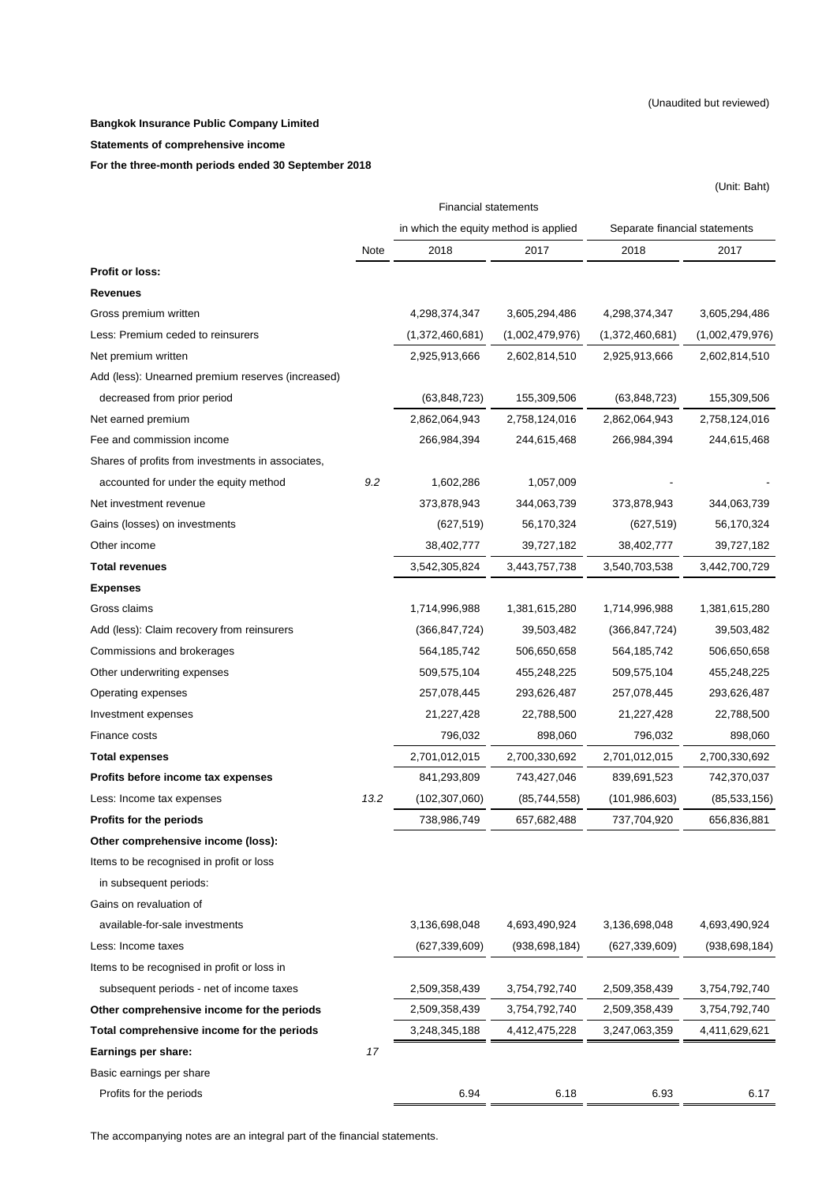(Unaudited but reviewed)

**Bangkok Insurance Public Company Limited**

**Statements of comprehensive income**

**For the three-month periods ended 30 September 2018**

(Unit: Baht)

| | Note | Financial statements in which the equity method is applied | | Separate financial statements | |
|---|---|---|---|---|---|
| | | 2018 | 2017 | 2018 | 2017 |
| **Profit or loss:** | | | | | |
| **Revenues** | | | | | |
| Gross premium written | | 4,298,374,347 | 3,605,294,486 | 4,298,374,347 | 3,605,294,486 |
| Less: Premium ceded to reinsurers | | (1,372,460,681) | (1,002,479,976) | (1,372,460,681) | (1,002,479,976) |
| Net premium written | | 2,925,913,666 | 2,602,814,510 | 2,925,913,666 | 2,602,814,510 |
| Add (less): Unearned premium reserves (increased) decreased from prior period | | (63,848,723) | 155,309,506 | (63,848,723) | 155,309,506 |
| Net earned premium | | 2,862,064,943 | 2,758,124,016 | 2,862,064,943 | 2,758,124,016 |
| Fee and commission income | | 266,984,394 | 244,615,468 | 266,984,394 | 244,615,468 |
| Shares of profits from investments in associates, accounted for under the equity method | 9.2 | 1,602,286 | 1,057,009 | - | - |
| Net investment revenue | | 373,878,943 | 344,063,739 | 373,878,943 | 344,063,739 |
| Gains (losses) on investments | | (627,519) | 56,170,324 | (627,519) | 56,170,324 |
| Other income | | 38,402,777 | 39,727,182 | 38,402,777 | 39,727,182 |
| **Total revenues** | | 3,542,305,824 | 3,443,757,738 | 3,540,703,538 | 3,442,700,729 |
| **Expenses** | | | | | |
| Gross claims | | 1,714,996,988 | 1,381,615,280 | 1,714,996,988 | 1,381,615,280 |
| Add (less): Claim recovery from reinsurers | | (366,847,724) | 39,503,482 | (366,847,724) | 39,503,482 |
| Commissions and brokerages | | 564,185,742 | 506,650,658 | 564,185,742 | 506,650,658 |
| Other underwriting expenses | | 509,575,104 | 455,248,225 | 509,575,104 | 455,248,225 |
| Operating expenses | | 257,078,445 | 293,626,487 | 257,078,445 | 293,626,487 |
| Investment expenses | | 21,227,428 | 22,788,500 | 21,227,428 | 22,788,500 |
| Finance costs | | 796,032 | 898,060 | 796,032 | 898,060 |
| **Total expenses** | | 2,701,012,015 | 2,700,330,692 | 2,701,012,015 | 2,700,330,692 |
| **Profits before income tax expenses** | | 841,293,809 | 743,427,046 | 839,691,523 | 742,370,037 |
| Less: Income tax expenses | 13.2 | (102,307,060) | (85,744,558) | (101,986,603) | (85,533,156) |
| **Profits for the periods** | | 738,986,749 | 657,682,488 | 737,704,920 | 656,836,881 |
| **Other comprehensive income (loss):** | | | | | |
| Items to be recognised in profit or loss in subsequent periods: | | | | | |
| Gains on revaluation of available-for-sale investments | | 3,136,698,048 | 4,693,490,924 | 3,136,698,048 | 4,693,490,924 |
| Less: Income taxes | | (627,339,609) | (938,698,184) | (627,339,609) | (938,698,184) |
| Items to be recognised in profit or loss in subsequent periods - net of income taxes | | 2,509,358,439 | 3,754,792,740 | 2,509,358,439 | 3,754,792,740 |
| **Other comprehensive income for the periods** | | 2,509,358,439 | 3,754,792,740 | 2,509,358,439 | 3,754,792,740 |
| **Total comprehensive income for the periods** | | 3,248,345,188 | 4,412,475,228 | 3,247,063,359 | 4,411,629,621 |
| **Earnings per share:** | 17 | | | | |
| Basic earnings per share | | | | | |
| Profits for the periods | | 6.94 | 6.18 | 6.93 | 6.17 |

The accompanying notes are an integral part of the financial statements.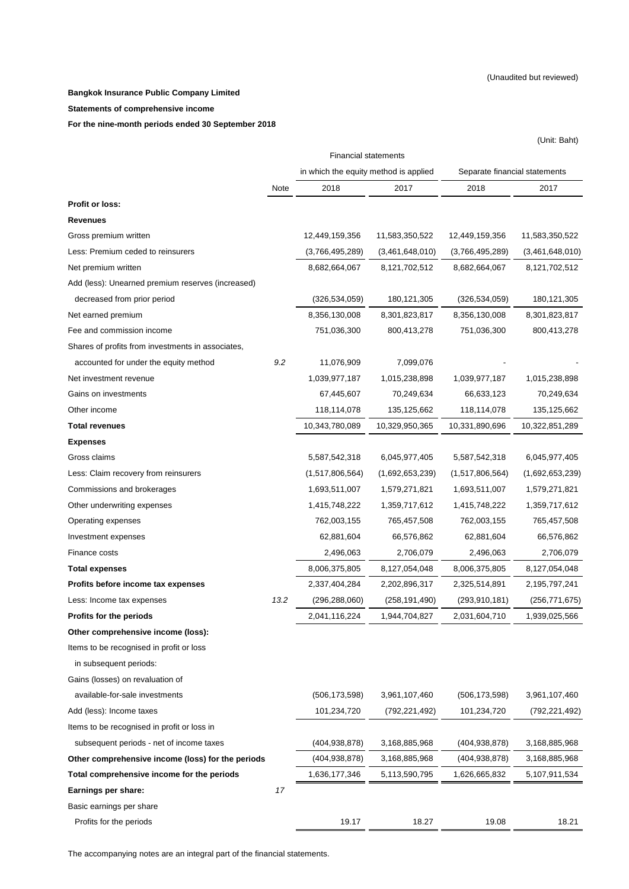(Unaudited but reviewed)

**Bangkok Insurance Public Company Limited**

**Statements of comprehensive income**

**For the nine-month periods ended 30 September 2018**

(Unit: Baht)

| | | Financial statements in which the equity method is applied | | Separate financial statements | |
|---|---|---|---|---|---|
| | Note | 2018 | 2017 | 2018 | 2017 |
| **Profit or loss:** | | | | | |
| **Revenues** | | | | | |
| Gross premium written | | 12,449,159,356 | 11,583,350,522 | 12,449,159,356 | 11,583,350,522 |
| Less: Premium ceded to reinsurers | | (3,766,495,289) | (3,461,648,010) | (3,766,495,289) | (3,461,648,010) |
| Net premium written | | 8,682,664,067 | 8,121,702,512 | 8,682,664,067 | 8,121,702,512 |
| Add (less): Unearned premium reserves (increased) decreased from prior period | | (326,534,059) | 180,121,305 | (326,534,059) | 180,121,305 |
| Net earned premium | | 8,356,130,008 | 8,301,823,817 | 8,356,130,008 | 8,301,823,817 |
| Fee and commission income | | 751,036,300 | 800,413,278 | 751,036,300 | 800,413,278 |
| Shares of profits from investments in associates, accounted for under the equity method | 9.2 | 11,076,909 | 7,099,076 | - | - |
| Net investment revenue | | 1,039,977,187 | 1,015,238,898 | 1,039,977,187 | 1,015,238,898 |
| Gains on investments | | 67,445,607 | 70,249,634 | 66,633,123 | 70,249,634 |
| Other income | | 118,114,078 | 135,125,662 | 118,114,078 | 135,125,662 |
| **Total revenues** | | 10,343,780,089 | 10,329,950,365 | 10,331,890,696 | 10,322,851,289 |
| **Expenses** | | | | | |
| Gross claims | | 5,587,542,318 | 6,045,977,405 | 5,587,542,318 | 6,045,977,405 |
| Less: Claim recovery from reinsurers | | (1,517,806,564) | (1,692,653,239) | (1,517,806,564) | (1,692,653,239) |
| Commissions and brokerages | | 1,693,511,007 | 1,579,271,821 | 1,693,511,007 | 1,579,271,821 |
| Other underwriting expenses | | 1,415,748,222 | 1,359,717,612 | 1,415,748,222 | 1,359,717,612 |
| Operating expenses | | 762,003,155 | 765,457,508 | 762,003,155 | 765,457,508 |
| Investment expenses | | 62,881,604 | 66,576,862 | 62,881,604 | 66,576,862 |
| Finance costs | | 2,496,063 | 2,706,079 | 2,496,063 | 2,706,079 |
| **Total expenses** | | 8,006,375,805 | 8,127,054,048 | 8,006,375,805 | 8,127,054,048 |
| **Profits before income tax expenses** | | 2,337,404,284 | 2,202,896,317 | 2,325,514,891 | 2,195,797,241 |
| Less: Income tax expenses | 13.2 | (296,288,060) | (258,191,490) | (293,910,181) | (256,771,675) |
| **Profits for the periods** | | 2,041,116,224 | 1,944,704,827 | 2,031,604,710 | 1,939,025,566 |
| **Other comprehensive income (loss):** | | | | | |
| Items to be recognised in profit or loss in subsequent periods: | | | | | |
| Gains (losses) on revaluation of available-for-sale investments | | (506,173,598) | 3,961,107,460 | (506,173,598) | 3,961,107,460 |
| Add (less): Income taxes | | 101,234,720 | (792,221,492) | 101,234,720 | (792,221,492) |
| Items to be recognised in profit or loss in subsequent periods - net of income taxes | | (404,938,878) | 3,168,885,968 | (404,938,878) | 3,168,885,968 |
| **Other comprehensive income (loss) for the periods** | | (404,938,878) | 3,168,885,968 | (404,938,878) | 3,168,885,968 |
| **Total comprehensive income for the periods** | | 1,636,177,346 | 5,113,590,795 | 1,626,665,832 | 5,107,911,534 |
| **Earnings per share:** | 17 | | | | |
| Basic earnings per share | | | | | |
| Profits for the periods | | 19.17 | 18.27 | 19.08 | 18.21 |

The accompanying notes are an integral part of the financial statements.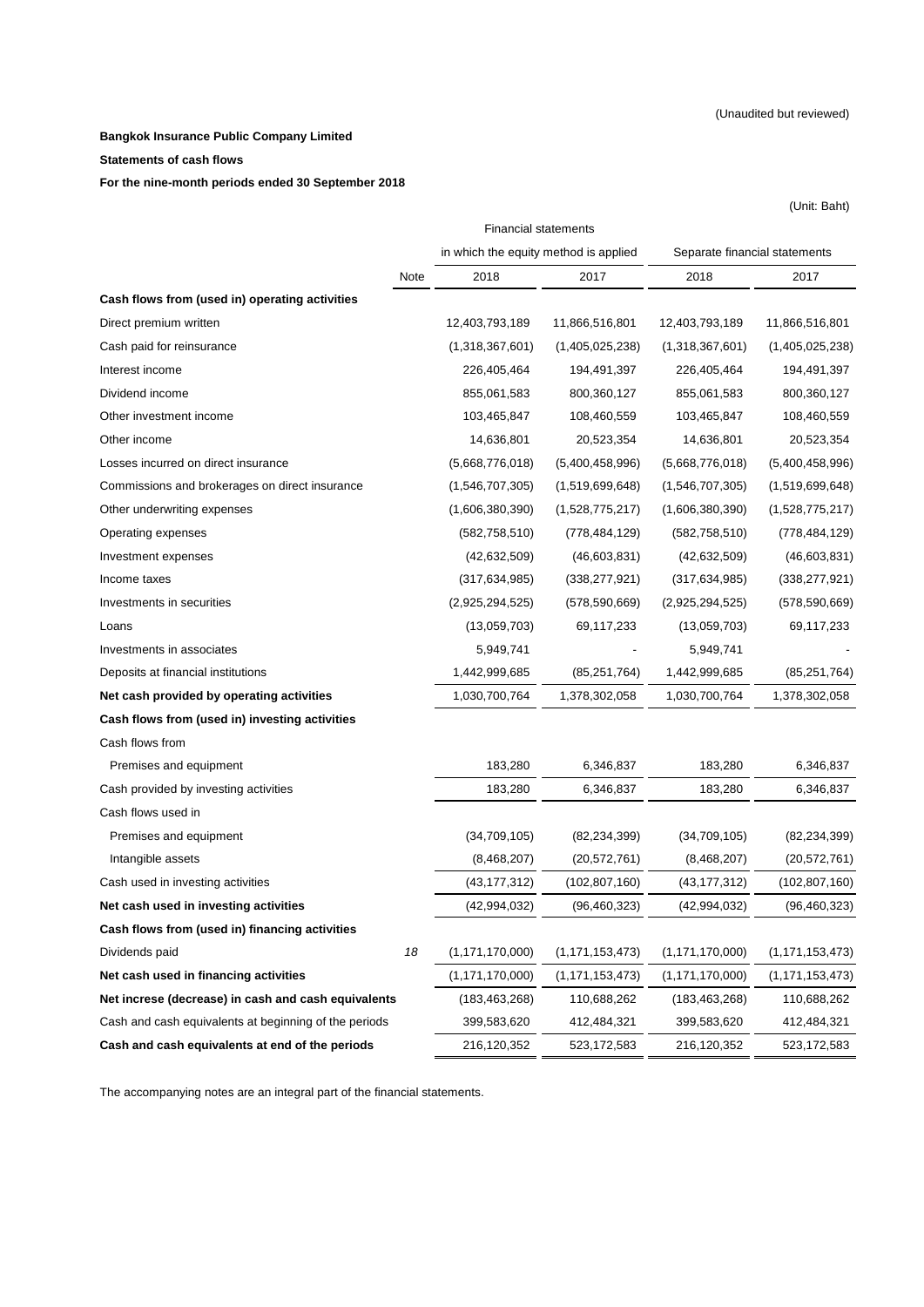(Unaudited but reviewed)

**Bangkok Insurance Public Company Limited**

**Statements of cash flows**

**For the nine-month periods ended 30 September 2018**

(Unit: Baht)

| | Note | Financial statements in which the equity method is applied | | Separate financial statements | |
|---|---|---|---|---|---|
| | | 2018 | 2017 | 2018 | 2017 |
| **Cash flows from (used in) operating activities** | | | | | |
| Direct premium written | | 12,403,793,189 | 11,866,516,801 | 12,403,793,189 | 11,866,516,801 |
| Cash paid for reinsurance | | (1,318,367,601) | (1,405,025,238) | (1,318,367,601) | (1,405,025,238) |
| Interest income | | 226,405,464 | 194,491,397 | 226,405,464 | 194,491,397 |
| Dividend income | | 855,061,583 | 800,360,127 | 855,061,583 | 800,360,127 |
| Other investment income | | 103,465,847 | 108,460,559 | 103,465,847 | 108,460,559 |
| Other income | | 14,636,801 | 20,523,354 | 14,636,801 | 20,523,354 |
| Losses incurred on direct insurance | | (5,668,776,018) | (5,400,458,996) | (5,668,776,018) | (5,400,458,996) |
| Commissions and brokerages on direct insurance | | (1,546,707,305) | (1,519,699,648) | (1,546,707,305) | (1,519,699,648) |
| Other underwriting expenses | | (1,606,380,390) | (1,528,775,217) | (1,606,380,390) | (1,528,775,217) |
| Operating expenses | | (582,758,510) | (778,484,129) | (582,758,510) | (778,484,129) |
| Investment expenses | | (42,632,509) | (46,603,831) | (42,632,509) | (46,603,831) |
| Income taxes | | (317,634,985) | (338,277,921) | (317,634,985) | (338,277,921) |
| Investments in securities | | (2,925,294,525) | (578,590,669) | (2,925,294,525) | (578,590,669) |
| Loans | | (13,059,703) | 69,117,233 | (13,059,703) | 69,117,233 |
| Investments in associates | | 5,949,741 | - | 5,949,741 | - |
| Deposits at financial institutions | | 1,442,999,685 | (85,251,764) | 1,442,999,685 | (85,251,764) |
| **Net cash provided by operating activities** | | 1,030,700,764 | 1,378,302,058 | 1,030,700,764 | 1,378,302,058 |
| **Cash flows from (used in) investing activities** | | | | | |
| Cash flows from | | | | | |
| Premises and equipment | | 183,280 | 6,346,837 | 183,280 | 6,346,837 |
| Cash provided by investing activities | | 183,280 | 6,346,837 | 183,280 | 6,346,837 |
| Cash flows used in | | | | | |
| Premises and equipment | | (34,709,105) | (82,234,399) | (34,709,105) | (82,234,399) |
| Intangible assets | | (8,468,207) | (20,572,761) | (8,468,207) | (20,572,761) |
| Cash used in investing activities | | (43,177,312) | (102,807,160) | (43,177,312) | (102,807,160) |
| **Net cash used in investing activities** | | (42,994,032) | (96,460,323) | (42,994,032) | (96,460,323) |
| **Cash flows from (used in) financing activities** | | | | | |
| Dividends paid | *18* | (1,171,170,000) | (1,171,153,473) | (1,171,170,000) | (1,171,153,473) |
| **Net cash used in financing activities** | | (1,171,170,000) | (1,171,153,473) | (1,171,170,000) | (1,171,153,473) |
| **Net increse (decrease) in cash and cash equivalents** | | (183,463,268) | 110,688,262 | (183,463,268) | 110,688,262 |
| Cash and cash equivalents at beginning of the periods | | 399,583,620 | 412,484,321 | 399,583,620 | 412,484,321 |
| **Cash and cash equivalents at end of the periods** | | 216,120,352 | 523,172,583 | 216,120,352 | 523,172,583 |

The accompanying notes are an integral part of the financial statements.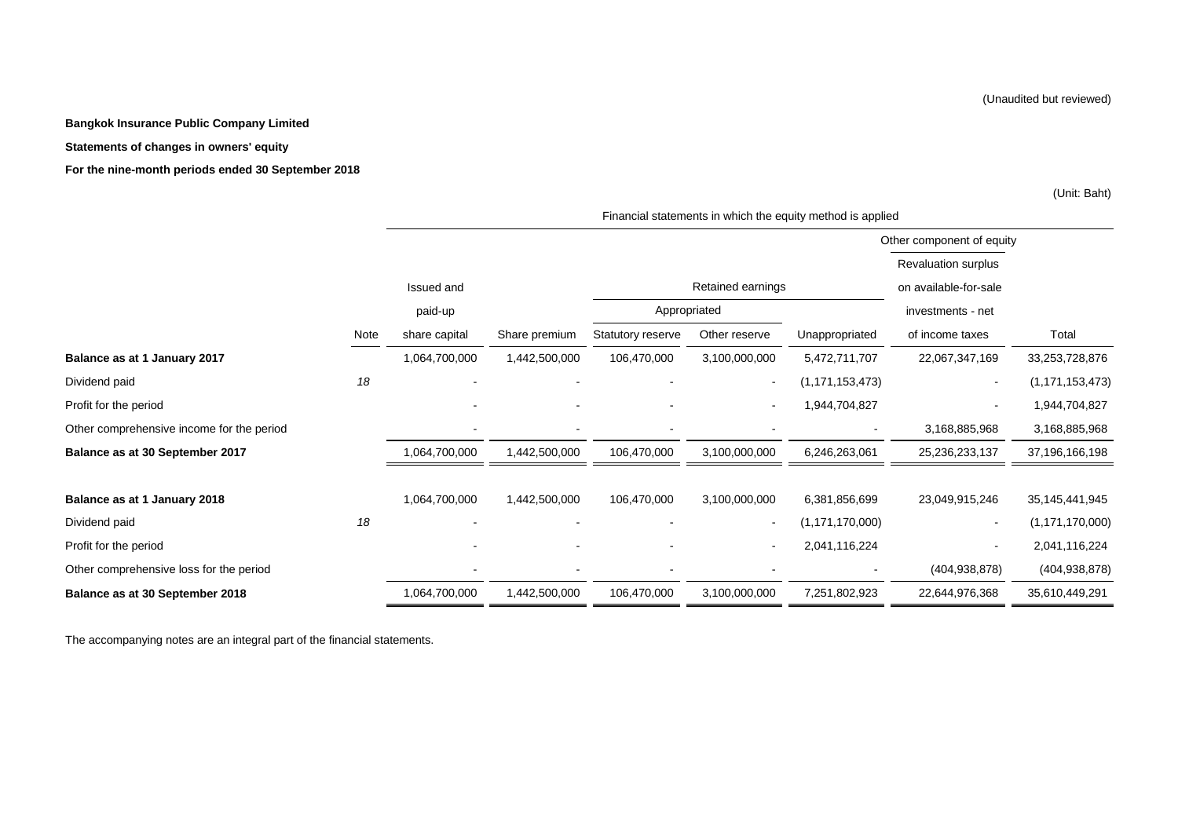(Unaudited but reviewed)

**Bangkok Insurance Public Company Limited**

**Statements of changes in owners' equity**

**For the nine-month periods ended 30 September 2018**

(Unit: Baht)

| | | Financial statements in which the equity method is applied | | | | | | |
|---|---|---|---|---|---|---|---|---|
| | | | | | | | Other component of equity | |
| | | | | | | | Revaluation surplus | |
| | | Issued and | | Retained earnings | | | on available-for-sale | |
| | | paid-up | | Appropriated | | | investments - net | |
| | Note | share capital | Share premium | Statutory reserve | Other reserve | Unappropriated | of income taxes | Total |
| **Balance as at 1 January 2017** | | 1,064,700,000 | 1,442,500,000 | 106,470,000 | 3,100,000,000 | 5,472,711,707 | 22,067,347,169 | 33,253,728,876 |
| Dividend paid | *18* | - | - | - | - | (1,171,153,473) | - | (1,171,153,473) |
| Profit for the period | | - | - | - | - | 1,944,704,827 | - | 1,944,704,827 |
| Other comprehensive income for the period | | - | - | - | - | - | 3,168,885,968 | 3,168,885,968 |
| **Balance as at 30 September 2017** | | 1,064,700,000 | 1,442,500,000 | 106,470,000 | 3,100,000,000 | 6,246,263,061 | 25,236,233,137 | 37,196,166,198 |
| | | | | | | | | |
| **Balance as at 1 January 2018** | | 1,064,700,000 | 1,442,500,000 | 106,470,000 | 3,100,000,000 | 6,381,856,699 | 23,049,915,246 | 35,145,441,945 |
| Dividend paid | *18* | - | - | - | - | (1,171,170,000) | - | (1,171,170,000) |
| Profit for the period | | - | - | - | - | 2,041,116,224 | - | 2,041,116,224 |
| Other comprehensive loss for the period | | - | - | - | - | - | (404,938,878) | (404,938,878) |
| **Balance as at 30 September 2018** | | 1,064,700,000 | 1,442,500,000 | 106,470,000 | 3,100,000,000 | 7,251,802,923 | 22,644,976,368 | 35,610,449,291 |

The accompanying notes are an integral part of the financial statements.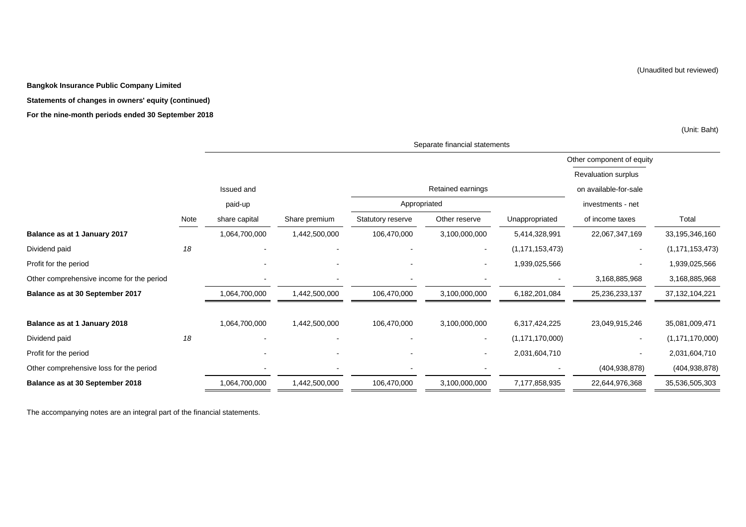(Unaudited but reviewed)

**Bangkok Insurance Public Company Limited**

**Statements of changes in owners' equity (continued)**

**For the nine-month periods ended 30 September 2018**

(Unit: Baht)

| | | Separate financial statements | | | | | | |
|---|---|---|---|---|---|---|---|---|
| | | | | | | | Other component of equity | |
| | | | | | | | Revaluation surplus | |
| | | Issued and | | Retained earnings | | | on available-for-sale | |
| | | paid-up | | Appropriated | | | investments - net | |
| | Note | share capital | Share premium | Statutory reserve | Other reserve | Unappropriated | of income taxes | Total |
| **Balance as at 1 January 2017** | | 1,064,700,000 | 1,442,500,000 | 106,470,000 | 3,100,000,000 | 5,414,328,991 | 22,067,347,169 | 33,195,346,160 |
| Dividend paid | *18* | - | - | - | - | (1,171,153,473) | - | (1,171,153,473) |
| Profit for the period | | - | - | - | - | 1,939,025,566 | - | 1,939,025,566 |
| Other comprehensive income for the period | | - | - | - | - | - | 3,168,885,968 | 3,168,885,968 |
| **Balance as at 30 September 2017** | | 1,064,700,000 | 1,442,500,000 | 106,470,000 | 3,100,000,000 | 6,182,201,084 | 25,236,233,137 | 37,132,104,221 |
| | | | | | | | | |
| **Balance as at 1 January 2018** | | 1,064,700,000 | 1,442,500,000 | 106,470,000 | 3,100,000,000 | 6,317,424,225 | 23,049,915,246 | 35,081,009,471 |
| Dividend paid | *18* | - | - | - | - | (1,171,170,000) | - | (1,171,170,000) |
| Profit for the period | | - | - | - | - | 2,031,604,710 | - | 2,031,604,710 |
| Other comprehensive loss for the period | | - | - | - | - | - | (404,938,878) | (404,938,878) |
| **Balance as at 30 September 2018** | | 1,064,700,000 | 1,442,500,000 | 106,470,000 | 3,100,000,000 | 7,177,858,935 | 22,644,976,368 | 35,536,505,303 |

The accompanying notes are an integral part of the financial statements.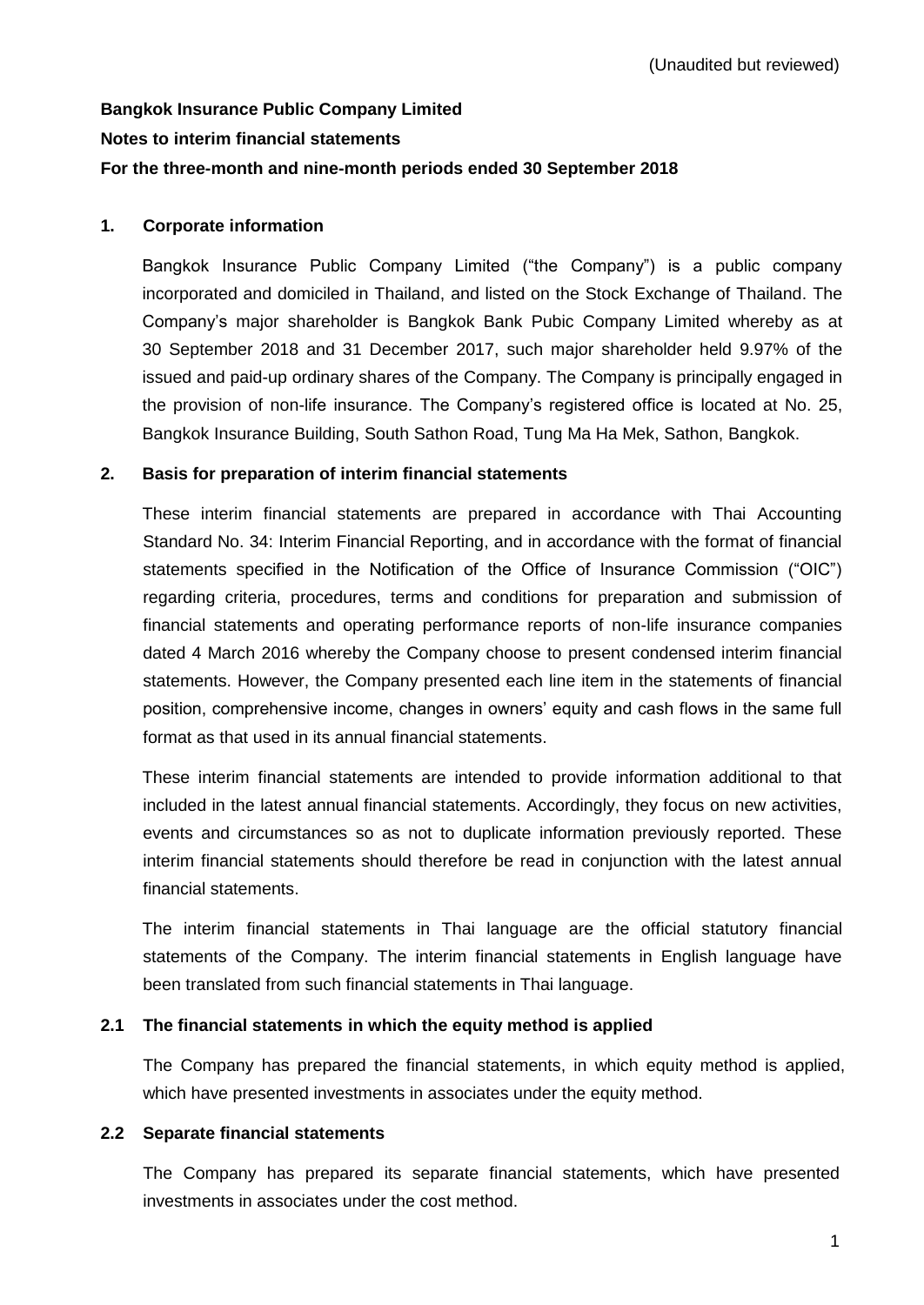(Unaudited but reviewed)

**Bangkok Insurance Public Company Limited**

**Notes to interim financial statements**

**For the three-month and nine-month periods ended 30 September 2018**

## 1. Corporate information

Bangkok Insurance Public Company Limited ("the Company") is a public company incorporated and domiciled in Thailand, and listed on the Stock Exchange of Thailand. The Company's major shareholder is Bangkok Bank Pubic Company Limited whereby as at 30 September 2018 and 31 December 2017, such major shareholder held 9.97% of the issued and paid-up ordinary shares of the Company. The Company is principally engaged in the provision of non-life insurance. The Company's registered office is located at No. 25, Bangkok Insurance Building, South Sathon Road, Tung Ma Ha Mek, Sathon, Bangkok.

## 2. Basis for preparation of interim financial statements

These interim financial statements are prepared in accordance with Thai Accounting Standard No. 34: Interim Financial Reporting, and in accordance with the format of financial statements specified in the Notification of the Office of Insurance Commission ("OIC") regarding criteria, procedures, terms and conditions for preparation and submission of financial statements and operating performance reports of non-life insurance companies dated 4 March 2016 whereby the Company choose to present condensed interim financial statements. However, the Company presented each line item in the statements of financial position, comprehensive income, changes in owners' equity and cash flows in the same full format as that used in its annual financial statements.

These interim financial statements are intended to provide information additional to that included in the latest annual financial statements. Accordingly, they focus on new activities, events and circumstances so as not to duplicate information previously reported. These interim financial statements should therefore be read in conjunction with the latest annual financial statements.

The interim financial statements in Thai language are the official statutory financial statements of the Company. The interim financial statements in English language have been translated from such financial statements in Thai language.

### 2.1 The financial statements in which the equity method is applied

The Company has prepared the financial statements, in which equity method is applied, which have presented investments in associates under the equity method.

### 2.2 Separate financial statements

The Company has prepared its separate financial statements, which have presented investments in associates under the cost method.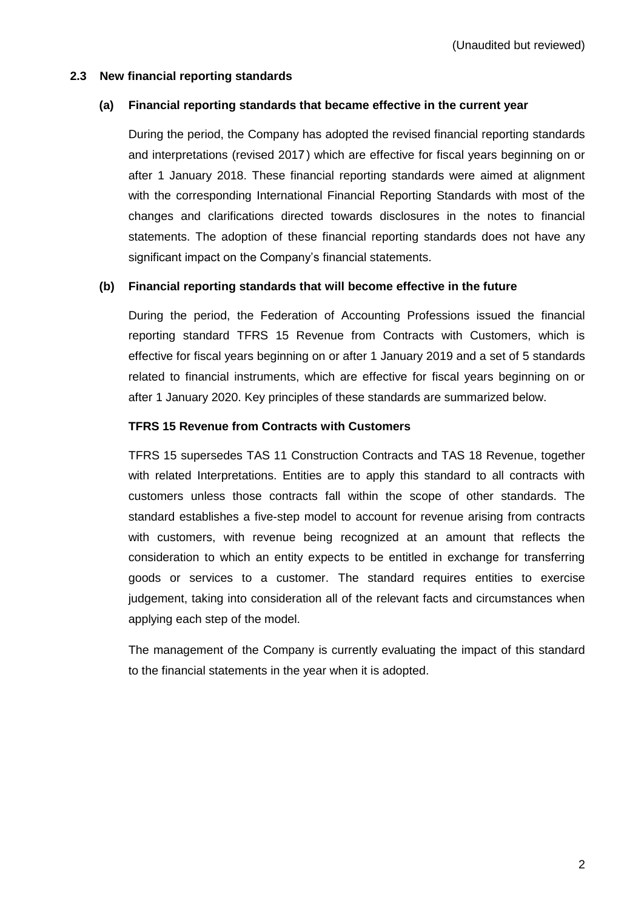(Unaudited but reviewed)

## 2.3 New financial reporting standards

### (a) Financial reporting standards that became effective in the current year

During the period, the Company has adopted the revised financial reporting standards and interpretations (revised 2017) which are effective for fiscal years beginning on or after 1 January 2018. These financial reporting standards were aimed at alignment with the corresponding International Financial Reporting Standards with most of the changes and clarifications directed towards disclosures in the notes to financial statements. The adoption of these financial reporting standards does not have any significant impact on the Company's financial statements.

### (b) Financial reporting standards that will become effective in the future

During the period, the Federation of Accounting Professions issued the financial reporting standard TFRS 15 Revenue from Contracts with Customers, which is effective for fiscal years beginning on or after 1 January 2019 and a set of 5 standards related to financial instruments, which are effective for fiscal years beginning on or after 1 January 2020. Key principles of these standards are summarized below.

**TFRS 15 Revenue from Contracts with Customers**

TFRS 15 supersedes TAS 11 Construction Contracts and TAS 18 Revenue, together with related Interpretations. Entities are to apply this standard to all contracts with customers unless those contracts fall within the scope of other standards. The standard establishes a five-step model to account for revenue arising from contracts with customers, with revenue being recognized at an amount that reflects the consideration to which an entity expects to be entitled in exchange for transferring goods or services to a customer. The standard requires entities to exercise judgement, taking into consideration all of the relevant facts and circumstances when applying each step of the model.

The management of the Company is currently evaluating the impact of this standard to the financial statements in the year when it is adopted.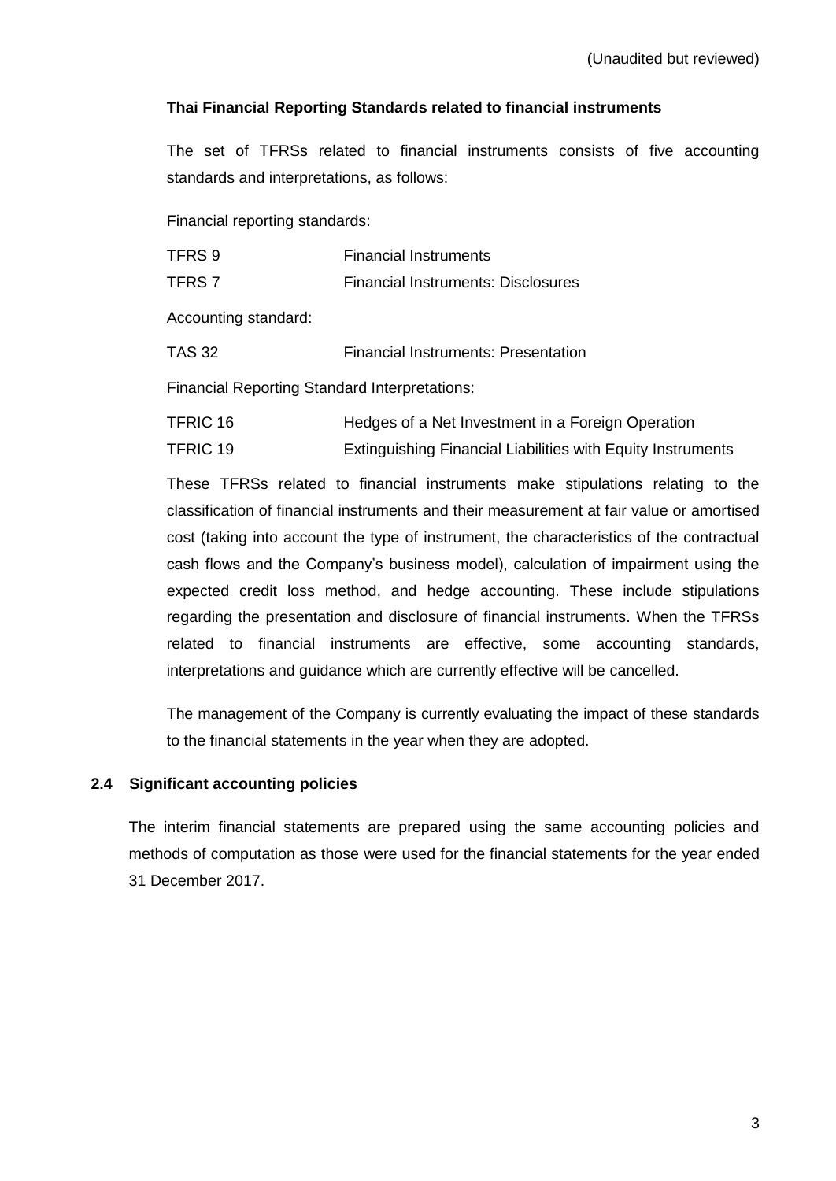(Unaudited but reviewed)

**Thai Financial Reporting Standards related to financial instruments**

The set of TFRSs related to financial instruments consists of five accounting standards and interpretations, as follows:

Financial reporting standards:

| | |
|---|---|
| TFRS 9 | Financial Instruments |
| TFRS 7 | Financial Instruments: Disclosures |

Accounting standard:

| | |
|---|---|
| TAS 32 | Financial Instruments: Presentation |

Financial Reporting Standard Interpretations:

| | |
|---|---|
| TFRIC 16 | Hedges of a Net Investment in a Foreign Operation |
| TFRIC 19 | Extinguishing Financial Liabilities with Equity Instruments |

These TFRSs related to financial instruments make stipulations relating to the classification of financial instruments and their measurement at fair value or amortised cost (taking into account the type of instrument, the characteristics of the contractual cash flows and the Company's business model), calculation of impairment using the expected credit loss method, and hedge accounting. These include stipulations regarding the presentation and disclosure of financial instruments. When the TFRSs related to financial instruments are effective, some accounting standards, interpretations and guidance which are currently effective will be cancelled.

The management of the Company is currently evaluating the impact of these standards to the financial statements in the year when they are adopted.

### 2.4 Significant accounting policies

The interim financial statements are prepared using the same accounting policies and methods of computation as those were used for the financial statements for the year ended 31 December 2017.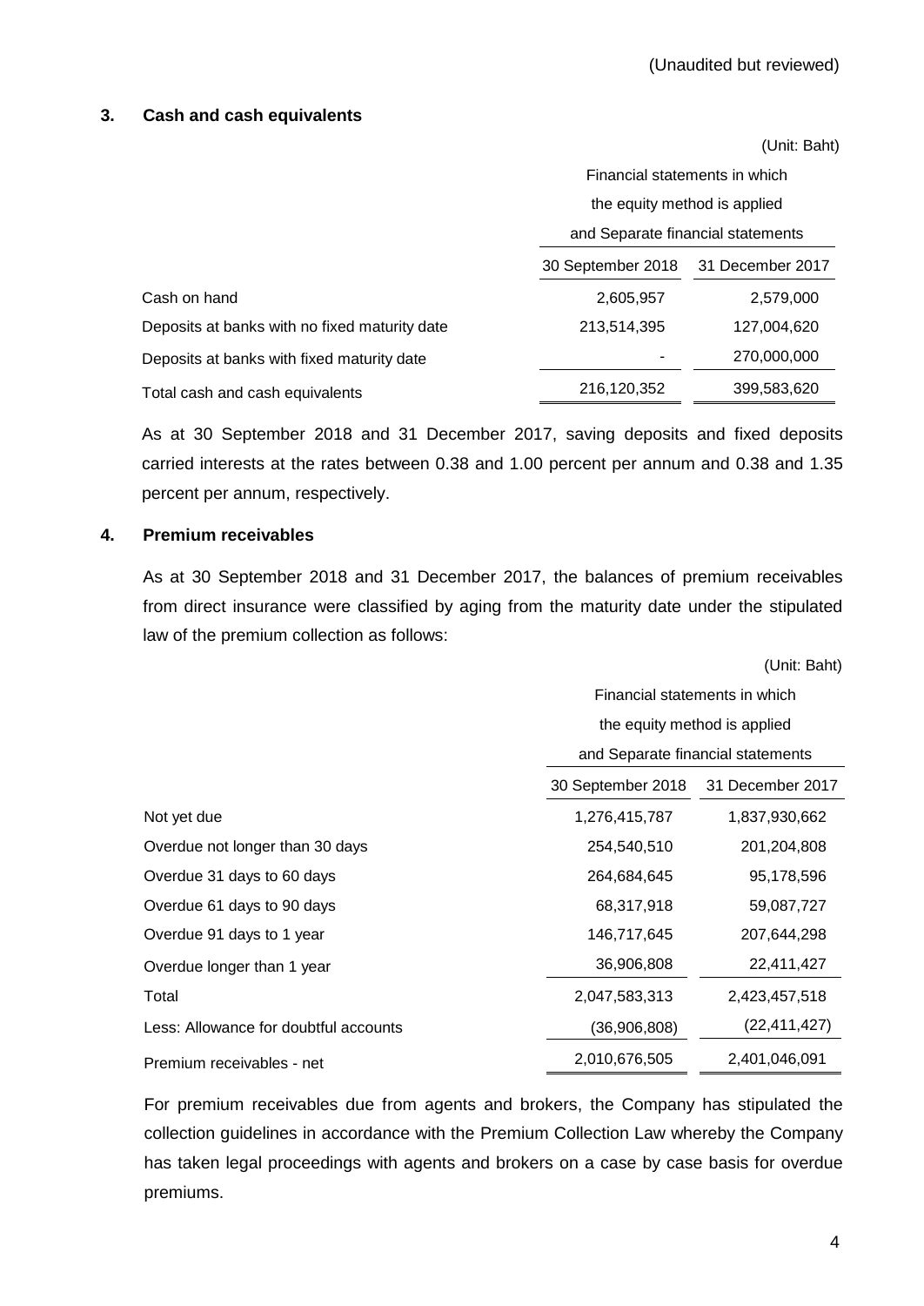(Unaudited but reviewed)

## 3. Cash and cash equivalents

(Unit: Baht)

| | Financial statements in which the equity method is applied and Separate financial statements | |
|---|---|---|
| | 30 September 2018 | 31 December 2017 |
| Cash on hand | 2,605,957 | 2,579,000 |
| Deposits at banks with no fixed maturity date | 213,514,395 | 127,004,620 |
| Deposits at banks with fixed maturity date | - | 270,000,000 |
| Total cash and cash equivalents | 216,120,352 | 399,583,620 |

As at 30 September 2018 and 31 December 2017, saving deposits and fixed deposits carried interests at the rates between 0.38 and 1.00 percent per annum and 0.38 and 1.35 percent per annum, respectively.

## 4. Premium receivables

As at 30 September 2018 and 31 December 2017, the balances of premium receivables from direct insurance were classified by aging from the maturity date under the stipulated law of the premium collection as follows:

(Unit: Baht)

| | Financial statements in which the equity method is applied and Separate financial statements | |
|---|---|---|
| | 30 September 2018 | 31 December 2017 |
| Not yet due | 1,276,415,787 | 1,837,930,662 |
| Overdue not longer than 30 days | 254,540,510 | 201,204,808 |
| Overdue 31 days to 60 days | 264,684,645 | 95,178,596 |
| Overdue 61 days to 90 days | 68,317,918 | 59,087,727 |
| Overdue 91 days to 1 year | 146,717,645 | 207,644,298 |
| Overdue longer than 1 year | 36,906,808 | 22,411,427 |
| Total | 2,047,583,313 | 2,423,457,518 |
| Less: Allowance for doubtful accounts | (36,906,808) | (22,411,427) |
| Premium receivables - net | 2,010,676,505 | 2,401,046,091 |

For premium receivables due from agents and brokers, the Company has stipulated the collection guidelines in accordance with the Premium Collection Law whereby the Company has taken legal proceedings with agents and brokers on a case by case basis for overdue premiums.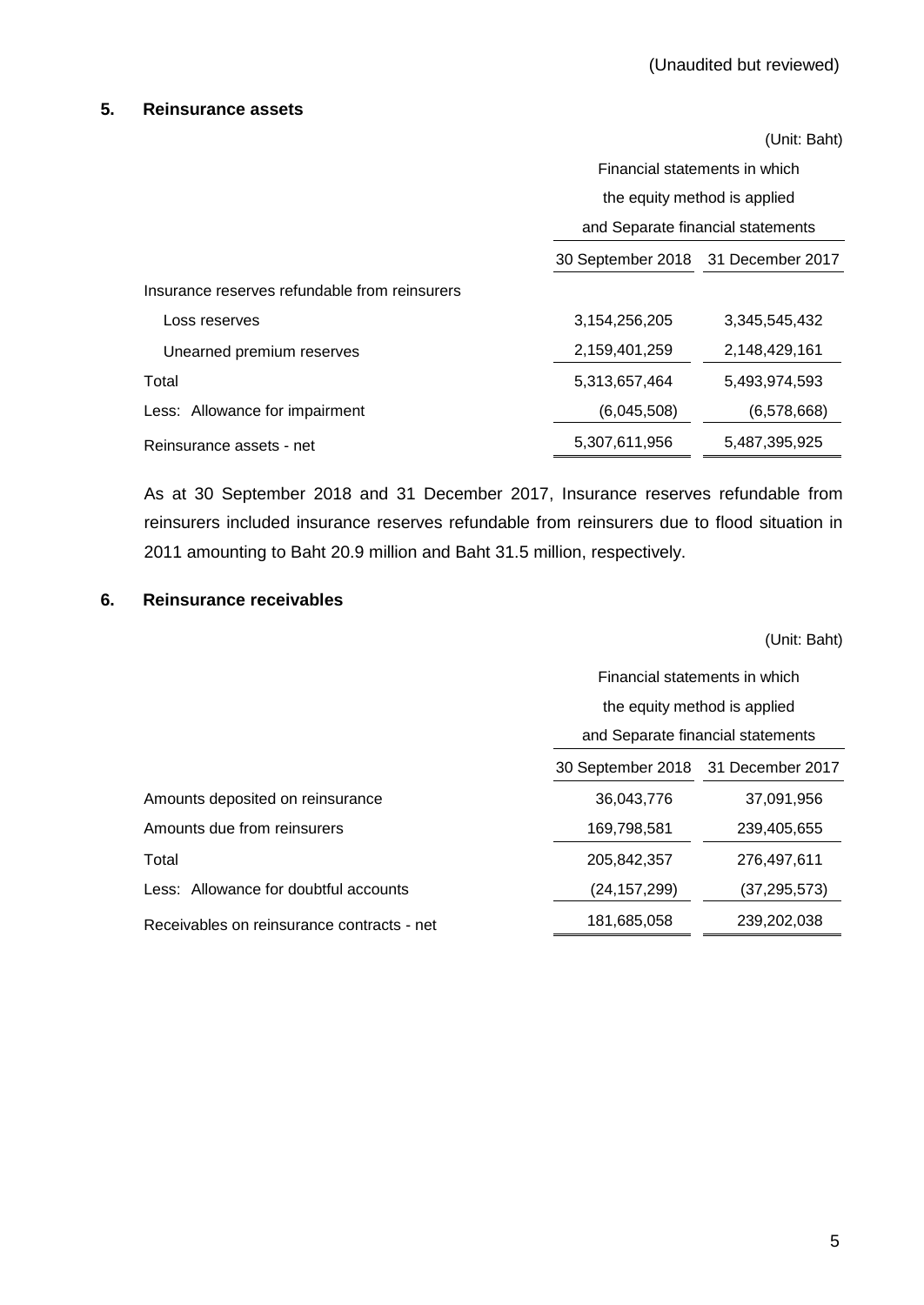(Unaudited but reviewed)

## 5. Reinsurance assets

(Unit: Baht)

| | Financial statements in which the equity method is applied and Separate financial statements | |
|---|---|---|
| | 30 September 2018 | 31 December 2017 |
| Insurance reserves refundable from reinsurers | | |
| Loss reserves | 3,154,256,205 | 3,345,545,432 |
| Unearned premium reserves | 2,159,401,259 | 2,148,429,161 |
| Total | 5,313,657,464 | 5,493,974,593 |
| Less: Allowance for impairment | (6,045,508) | (6,578,668) |
| Reinsurance assets - net | 5,307,611,956 | 5,487,395,925 |

As at 30 September 2018 and 31 December 2017, Insurance reserves refundable from reinsurers included insurance reserves refundable from reinsurers due to flood situation in 2011 amounting to Baht 20.9 million and Baht 31.5 million, respectively.

## 6. Reinsurance receivables

(Unit: Baht)

| | Financial statements in which the equity method is applied and Separate financial statements | |
|---|---|---|
| | 30 September 2018 | 31 December 2017 |
| Amounts deposited on reinsurance | 36,043,776 | 37,091,956 |
| Amounts due from reinsurers | 169,798,581 | 239,405,655 |
| Total | 205,842,357 | 276,497,611 |
| Less: Allowance for doubtful accounts | (24,157,299) | (37,295,573) |
| Receivables on reinsurance contracts - net | 181,685,058 | 239,202,038 |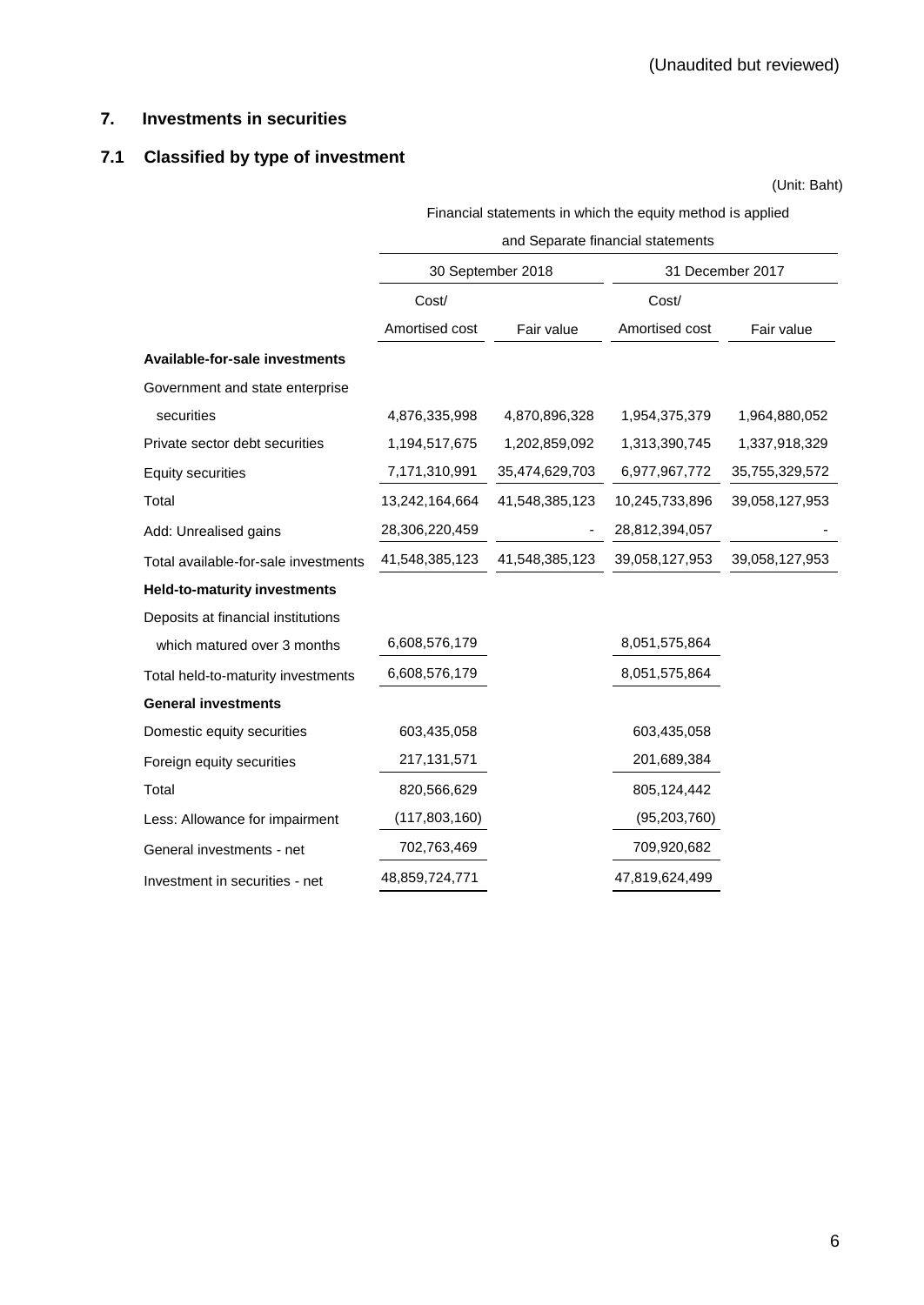(Unaudited but reviewed)

## 7. Investments in securities

### 7.1 Classified by type of investment

(Unit: Baht)

| | Financial statements in which the equity method is applied and Separate financial statements | | | |
|---|---|---|---|---|
| | 30 September 2018 | | 31 December 2017 | |
| | Cost/ Amortised cost | Fair value | Cost/ Amortised cost | Fair value |
| **Available-for-sale investments** | | | | |
| Government and state enterprise securities | 4,876,335,998 | 4,870,896,328 | 1,954,375,379 | 1,964,880,052 |
| Private sector debt securities | 1,194,517,675 | 1,202,859,092 | 1,313,390,745 | 1,337,918,329 |
| Equity securities | 7,171,310,991 | 35,474,629,703 | 6,977,967,772 | 35,755,329,572 |
| Total | 13,242,164,664 | 41,548,385,123 | 10,245,733,896 | 39,058,127,953 |
| Add: Unrealised gains | 28,306,220,459 | - | 28,812,394,057 | - |
| Total available-for-sale investments | 41,548,385,123 | 41,548,385,123 | 39,058,127,953 | 39,058,127,953 |
| **Held-to-maturity investments** | | | | |
| Deposits at financial institutions which matured over 3 months | 6,608,576,179 | | 8,051,575,864 | |
| Total held-to-maturity investments | 6,608,576,179 | | 8,051,575,864 | |
| **General investments** | | | | |
| Domestic equity securities | 603,435,058 | | 603,435,058 | |
| Foreign equity securities | 217,131,571 | | 201,689,384 | |
| Total | 820,566,629 | | 805,124,442 | |
| Less: Allowance for impairment | (117,803,160) | | (95,203,760) | |
| General investments - net | 702,763,469 | | 709,920,682 | |
| Investment in securities - net | 48,859,724,771 | | 47,819,624,499 | |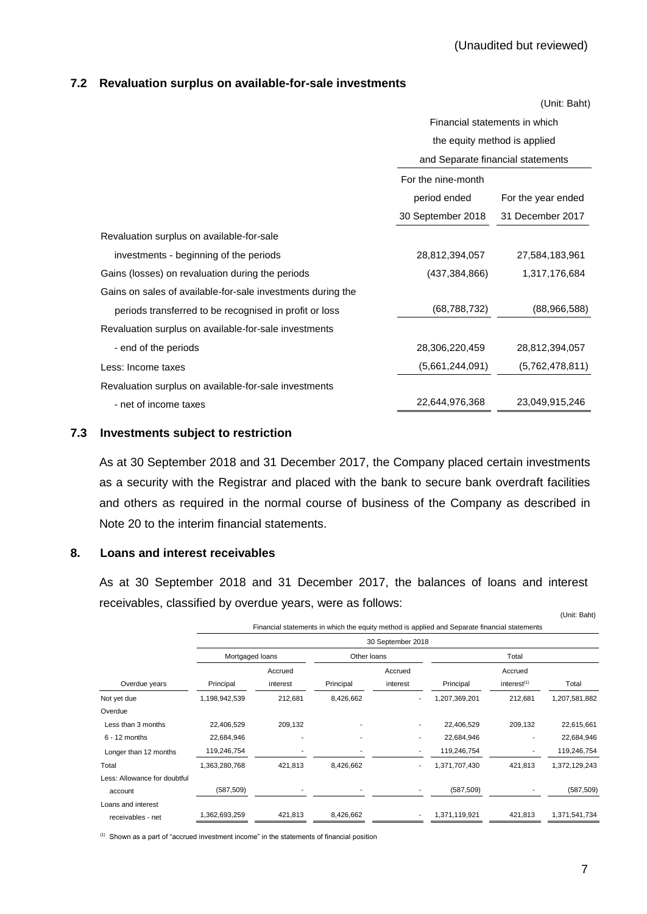(Unaudited but reviewed)

### 7.2 Revaluation surplus on available-for-sale investments

(Unit: Baht)

| | Financial statements in which the equity method is applied and Separate financial statements | |
|---|---|---|
| | For the nine-month period ended 30 September 2018 | For the year ended 31 December 2017 |
| Revaluation surplus on available-for-sale investments - beginning of the periods | 28,812,394,057 | 27,584,183,961 |
| Gains (losses) on revaluation during the periods | (437,384,866) | 1,317,176,684 |
| Gains on sales of available-for-sale investments during the periods transferred to be recognised in profit or loss | (68,788,732) | (88,966,588) |
| Revaluation surplus on available-for-sale investments - end of the periods | 28,306,220,459 | 28,812,394,057 |
| Less: Income taxes | (5,661,244,091) | (5,762,478,811) |
| Revaluation surplus on available-for-sale investments - net of income taxes | 22,644,976,368 | 23,049,915,246 |

### 7.3 Investments subject to restriction

As at 30 September 2018 and 31 December 2017, the Company placed certain investments as a security with the Registrar and placed with the bank to secure bank overdraft facilities and others as required in the normal course of business of the Company as described in Note 20 to the interim financial statements.

## 8. Loans and interest receivables

As at 30 September 2018 and 31 December 2017, the balances of loans and interest receivables, classified by overdue years, were as follows:

(Unit: Baht)

| | Financial statements in which the equity method is applied and Separate financial statements | | | | | | |
|---|---|---|---|---|---|---|---|
| | 30 September 2018 | | | | | | |
| | Mortgaged loans | | Other loans | | Total | | |
| Overdue years | Principal | Accrued interest | Principal | Accrued interest | Principal | Accrued interest[(1)] | Total |
| Not yet due | 1,198,942,539 | 212,681 | 8,426,662 | - | 1,207,369,201 | 212,681 | 1,207,581,882 |
| Overdue | | | | | | | |
| Less than 3 months | 22,406,529 | 209,132 | - | - | 22,406,529 | 209,132 | 22,615,661 |
| 6 - 12 months | 22,684,946 | - | - | - | 22,684,946 | - | 22,684,946 |
| Longer than 12 months | 119,246,754 | - | - | - | 119,246,754 | - | 119,246,754 |
| Total | 1,363,280,768 | 421,813 | 8,426,662 | - | 1,371,707,430 | 421,813 | 1,372,129,243 |
| Less: Allowance for doubtful account | (587,509) | - | - | - | (587,509) | - | (587,509) |
| Loans and interest receivables - net | 1,362,693,259 | 421,813 | 8,426,662 | - | 1,371,119,921 | 421,813 | 1,371,541,734 |

(1) Shown as a part of "accrued investment income" in the statements of financial position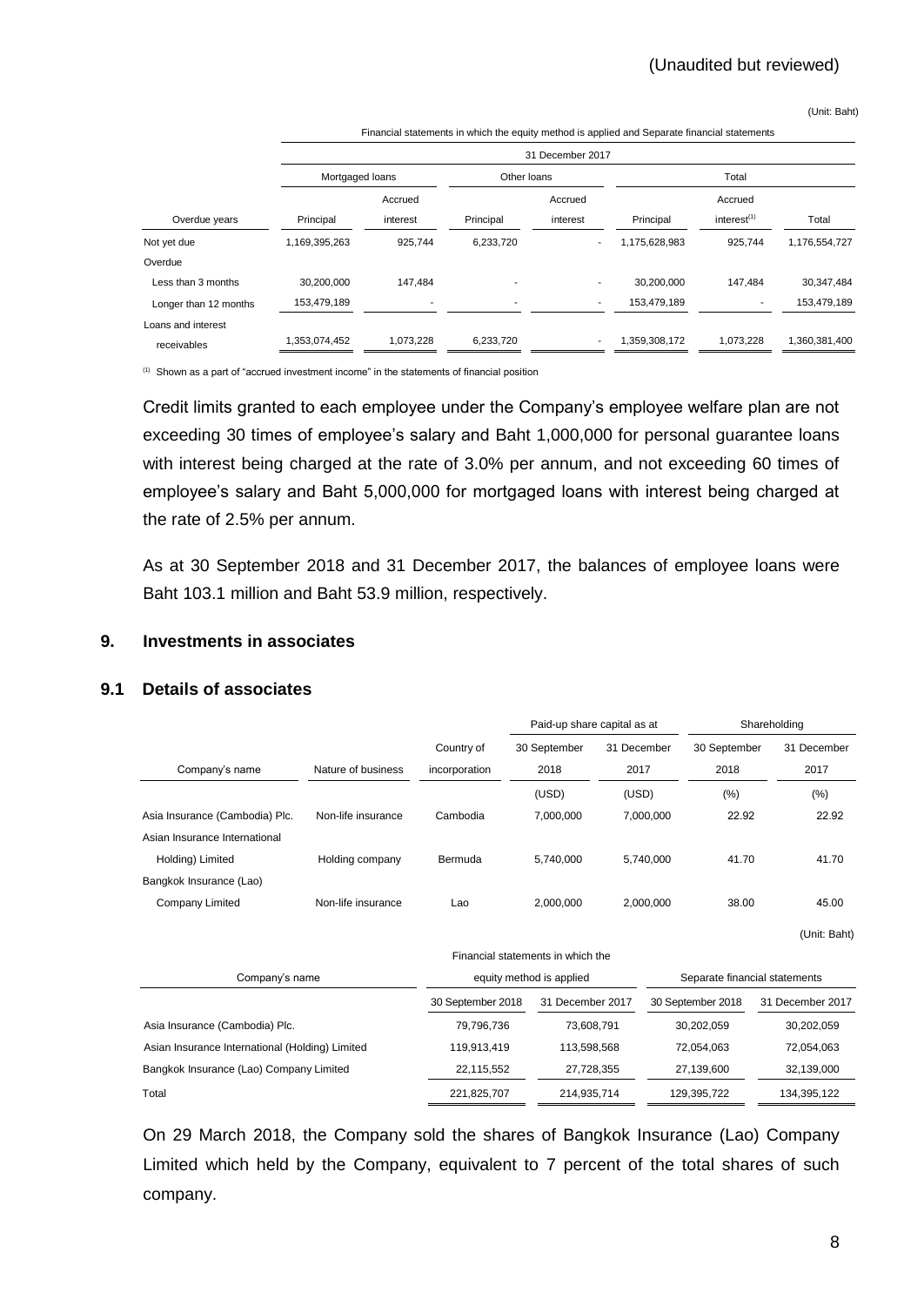(Unaudited but reviewed)

(Unit: Baht)

| | Financial statements in which the equity method is applied and Separate financial statements | | | | | | |
|---|---|---|---|---|---|---|---|
| | 31 December 2017 | | | | | | |
| | Mortgaged loans | | Other loans | | Total | | |
| Overdue years | Principal | Accrued interest | Principal | Accrued interest | Principal | Accrued interest[(1)] | Total |
| Not yet due | 1,169,395,263 | 925,744 | 6,233,720 | - | 1,175,628,983 | 925,744 | 1,176,554,727 |
| Overdue | | | | | | | |
| Less than 3 months | 30,200,000 | 147,484 | - | - | 30,200,000 | 147,484 | 30,347,484 |
| Longer than 12 months | 153,479,189 | - | - | - | 153,479,189 | - | 153,479,189 |
| Loans and interest receivables | 1,353,074,452 | 1,073,228 | 6,233,720 | - | 1,359,308,172 | 1,073,228 | 1,360,381,400 |

(1) Shown as a part of "accrued investment income" in the statements of financial position

Credit limits granted to each employee under the Company's employee welfare plan are not exceeding 30 times of employee's salary and Baht 1,000,000 for personal guarantee loans with interest being charged at the rate of 3.0% per annum, and not exceeding 60 times of employee's salary and Baht 5,000,000 for mortgaged loans with interest being charged at the rate of 2.5% per annum.

As at 30 September 2018 and 31 December 2017, the balances of employee loans were Baht 103.1 million and Baht 53.9 million, respectively.

## 9. Investments in associates

### 9.1 Details of associates

| | | | Paid-up share capital as at | | Shareholding | |
|---|---|---|---|---|---|---|
| Company's name | Nature of business | Country of incorporation | 30 September 2018 | 31 December 2017 | 30 September 2018 | 31 December 2017 |
| | | | (USD) | (USD) | (%) | (%) |
| Asia Insurance (Cambodia) Plc. | Non-life insurance | Cambodia | 7,000,000 | 7,000,000 | 22.92 | 22.92 |
| Asian Insurance International Holding) Limited | Holding company | Bermuda | 5,740,000 | 5,740,000 | 41.70 | 41.70 |
| Bangkok Insurance (Lao) Company Limited | Non-life insurance | Lao | 2,000,000 | 2,000,000 | 38.00 | 45.00 |

(Unit: Baht)

| Company's name | Financial statements in which the equity method is applied | | Separate financial statements | |
|---|---|---|---|---|
| | 30 September 2018 | 31 December 2017 | 30 September 2018 | 31 December 2017 |
| Asia Insurance (Cambodia) Plc. | 79,796,736 | 73,608,791 | 30,202,059 | 30,202,059 |
| Asian Insurance International (Holding) Limited | 119,913,419 | 113,598,568 | 72,054,063 | 72,054,063 |
| Bangkok Insurance (Lao) Company Limited | 22,115,552 | 27,728,355 | 27,139,600 | 32,139,000 |
| Total | 221,825,707 | 214,935,714 | 129,395,722 | 134,395,122 |

On 29 March 2018, the Company sold the shares of Bangkok Insurance (Lao) Company Limited which held by the Company, equivalent to 7 percent of the total shares of such company.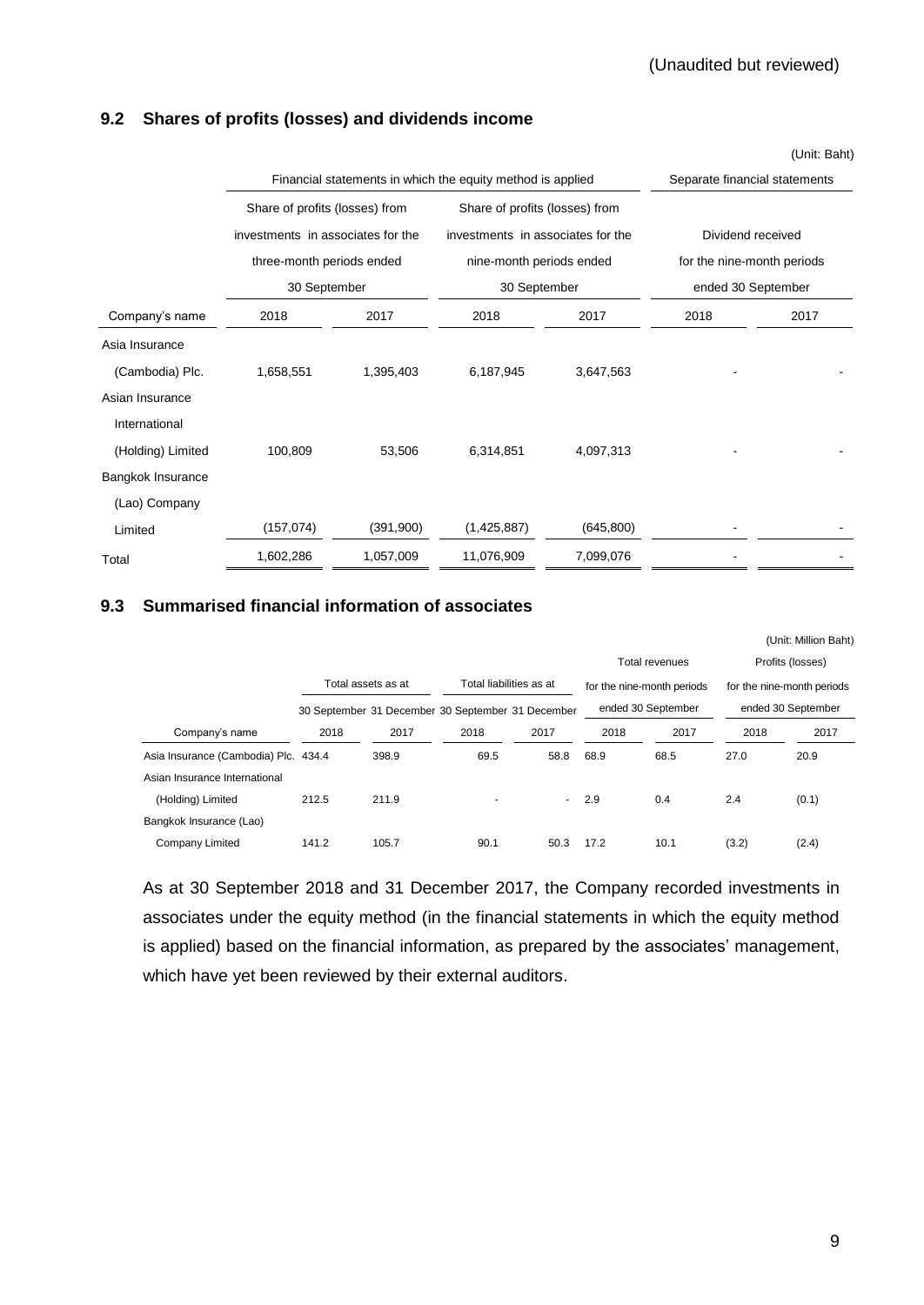(Unaudited but reviewed)

### 9.2 Shares of profits (losses) and dividends income

(Unit: Baht)

| | Financial statements in which the equity method is applied | | | | Separate financial statements | |
|---|---|---|---|---|---|---|
| | Share of profits (losses) from investments in associates for the three-month periods ended 30 September | | Share of profits (losses) from investments in associates for the nine-month periods ended 30 September | | Dividend received for the nine-month periods ended 30 September | |
| Company's name | 2018 | 2017 | 2018 | 2017 | 2018 | 2017 |
| Asia Insurance (Cambodia) Plc. | 1,658,551 | 1,395,403 | 6,187,945 | 3,647,563 | - | - |
| Asian Insurance International (Holding) Limited | 100,809 | 53,506 | 6,314,851 | 4,097,313 | - | - |
| Bangkok Insurance (Lao) Company Limited | (157,074) | (391,900) | (1,425,887) | (645,800) | - | - |
| Total | 1,602,286 | 1,057,009 | 11,076,909 | 7,099,076 | - | - |

### 9.3 Summarised financial information of associates

(Unit: Million Baht)

| | Total assets as at | | Total liabilities as at | | Total revenues for the nine-month periods ended 30 September | | Profits (losses) for the nine-month periods ended 30 September | |
|---|---|---|---|---|---|---|---|---|
| | 30 September | 31 December | 30 September | 31 December | | | | |
| Company's name | 2018 | 2017 | 2018 | 2017 | 2018 | 2017 | 2018 | 2017 |
| Asia Insurance (Cambodia) Plc. | 434.4 | 398.9 | 69.5 | 58.8 | 68.9 | 68.5 | 27.0 | 20.9 |
| Asian Insurance International (Holding) Limited | 212.5 | 211.9 | - | - | 2.9 | 0.4 | 2.4 | (0.1) |
| Bangkok Insurance (Lao) Company Limited | 141.2 | 105.7 | 90.1 | 50.3 | 17.2 | 10.1 | (3.2) | (2.4) |

As at 30 September 2018 and 31 December 2017, the Company recorded investments in associates under the equity method (in the financial statements in which the equity method is applied) based on the financial information, as prepared by the associates' management, which have yet been reviewed by their external auditors.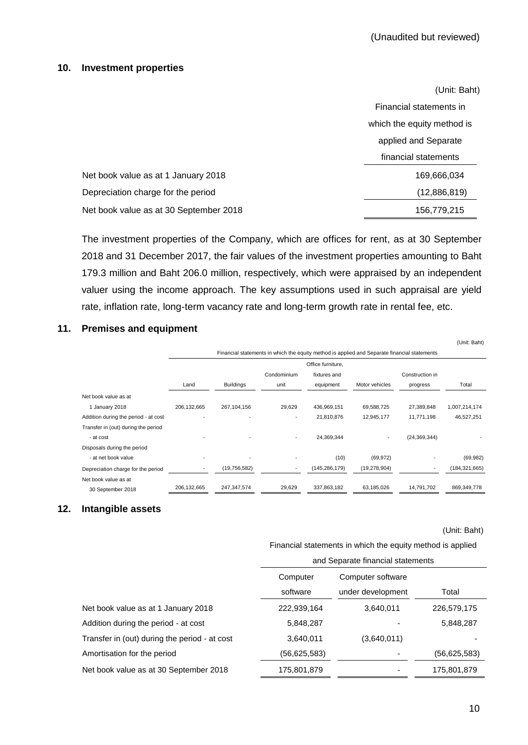(Unaudited but reviewed)

## 10. Investment properties

| | (Unit: Baht) |
|---|---|
| | Financial statements in which the equity method is applied and Separate financial statements |
| Net book value as at 1 January 2018 | 169,666,034 |
| Depreciation charge for the period | (12,886,819) |
| Net book value as at 30 September 2018 | 156,779,215 |

The investment properties of the Company, which are offices for rent, as at 30 September 2018 and 31 December 2017, the fair values of the investment properties amounting to Baht 179.3 million and Baht 206.0 million, respectively, which were appraised by an independent valuer using the income approach. The key assumptions used in such appraisal are yield rate, inflation rate, long-term vacancy rate and long-term growth rate in rental fee, etc.

## 11. Premises and equipment

(Unit: Baht)

| | Financial statements in which the equity method is applied and Separate financial statements | | | | | | |
|---|---|---|---|---|---|---|---|
| | Land | Buildings | Condominium unit | Office furniture, fixtures and equipment | Motor vehicles | Construction in progress | Total |
| Net book value as at 1 January 2018 | 206,132,665 | 267,104,156 | 29,629 | 436,969,151 | 69,588,725 | 27,389,848 | 1,007,214,174 |
| Addition during the period - at cost | - | - | - | 21,810,876 | 12,945,177 | 11,771,198 | 46,527,251 |
| Transfer in (out) during the period - at cost | - | - | - | 24,369,344 | - | (24,369,344) | - |
| Disposals during the period - at net book value | - | - | - | (10) | (69,972) | - | (69,982) |
| Depreciation charge for the period | - | (19,756,582) | - | (145,286,179) | (19,278,904) | - | (184,321,665) |
| Net book value as at 30 September 2018 | 206,132,665 | 247,347,574 | 29,629 | 337,863,182 | 63,185,026 | 14,791,702 | 869,349,778 |

## 12. Intangible assets

(Unit: Baht)

| | Financial statements in which the equity method is applied and Separate financial statements | | |
|---|---|---|---|
| | Computer software | Computer software under development | Total |
| Net book value as at 1 January 2018 | 222,939,164 | 3,640,011 | 226,579,175 |
| Addition during the period - at cost | 5,848,287 | - | 5,848,287 |
| Transfer in (out) during the period - at cost | 3,640,011 | (3,640,011) | - |
| Amortisation for the period | (56,625,583) | - | (56,625,583) |
| Net book value as at 30 September 2018 | 175,801,879 | - | 175,801,879 |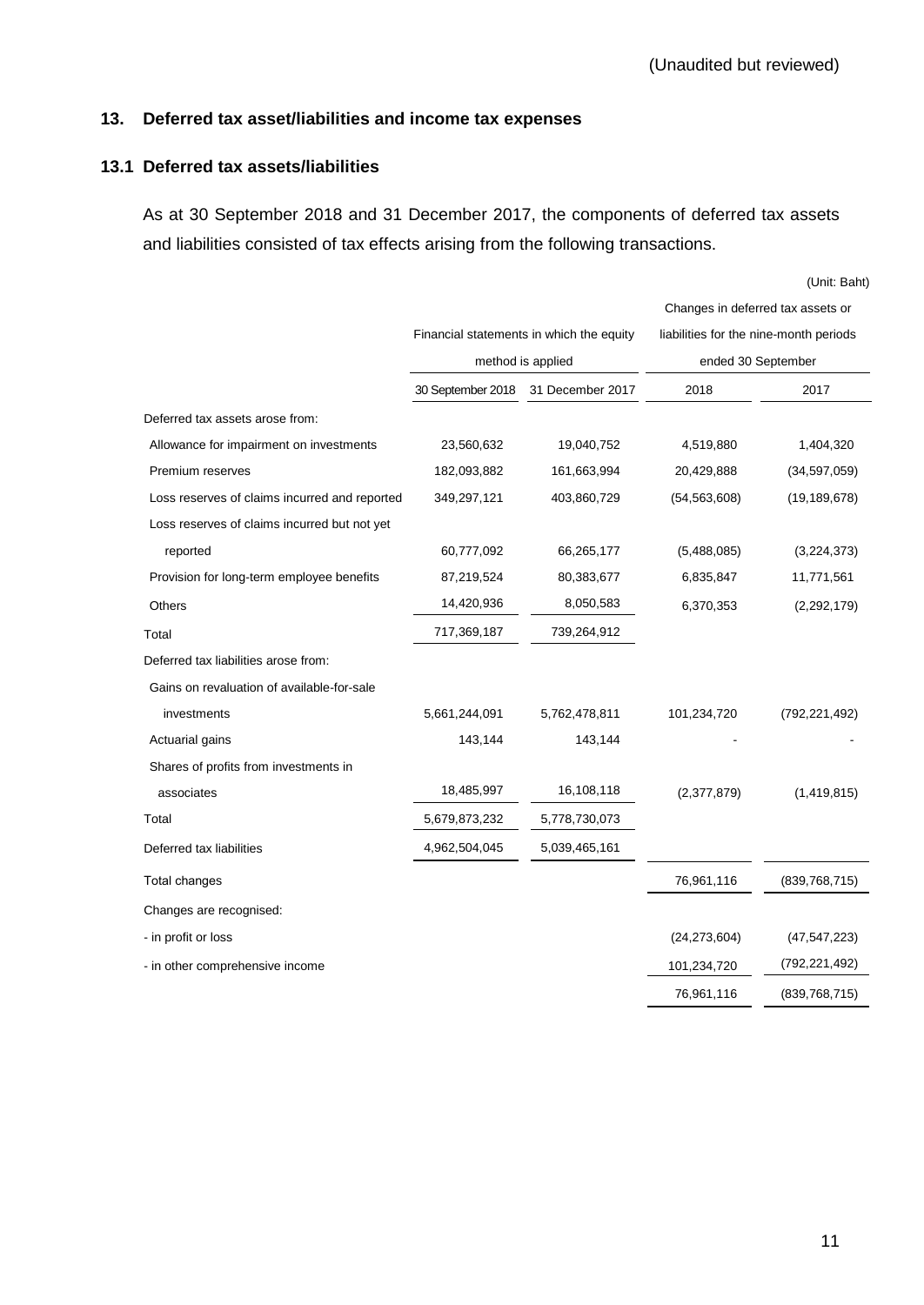(Unaudited but reviewed)

## 13. Deferred tax asset/liabilities and income tax expenses

### 13.1 Deferred tax assets/liabilities

As at 30 September 2018 and 31 December 2017, the components of deferred tax assets and liabilities consisted of tax effects arising from the following transactions.

(Unit: Baht)

| | Financial statements in which the equity method is applied | | Changes in deferred tax assets or liabilities for the nine-month periods ended 30 September | |
|---|---|---|---|---|
| | 30 September 2018 | 31 December 2017 | 2018 | 2017 |
| Deferred tax assets arose from: | | | | |
| Allowance for impairment on investments | 23,560,632 | 19,040,752 | 4,519,880 | 1,404,320 |
| Premium reserves | 182,093,882 | 161,663,994 | 20,429,888 | (34,597,059) |
| Loss reserves of claims incurred and reported | 349,297,121 | 403,860,729 | (54,563,608) | (19,189,678) |
| Loss reserves of claims incurred but not yet reported | 60,777,092 | 66,265,177 | (5,488,085) | (3,224,373) |
| Provision for long-term employee benefits | 87,219,524 | 80,383,677 | 6,835,847 | 11,771,561 |
| Others | 14,420,936 | 8,050,583 | 6,370,353 | (2,292,179) |
| Total | 717,369,187 | 739,264,912 | | |
| Deferred tax liabilities arose from: | | | | |
| Gains on revaluation of available-for-sale investments | 5,661,244,091 | 5,762,478,811 | 101,234,720 | (792,221,492) |
| Actuarial gains | 143,144 | 143,144 | - | - |
| Shares of profits from investments in associates | 18,485,997 | 16,108,118 | (2,377,879) | (1,419,815) |
| Total | 5,679,873,232 | 5,778,730,073 | | |
| Deferred tax liabilities | 4,962,504,045 | 5,039,465,161 | | |
| Total changes | | | 76,961,116 | (839,768,715) |
| Changes are recognised: | | | | |
| - in profit or loss | | | (24,273,604) | (47,547,223) |
| - in other comprehensive income | | | 101,234,720 | (792,221,492) |
| | | | 76,961,116 | (839,768,715) |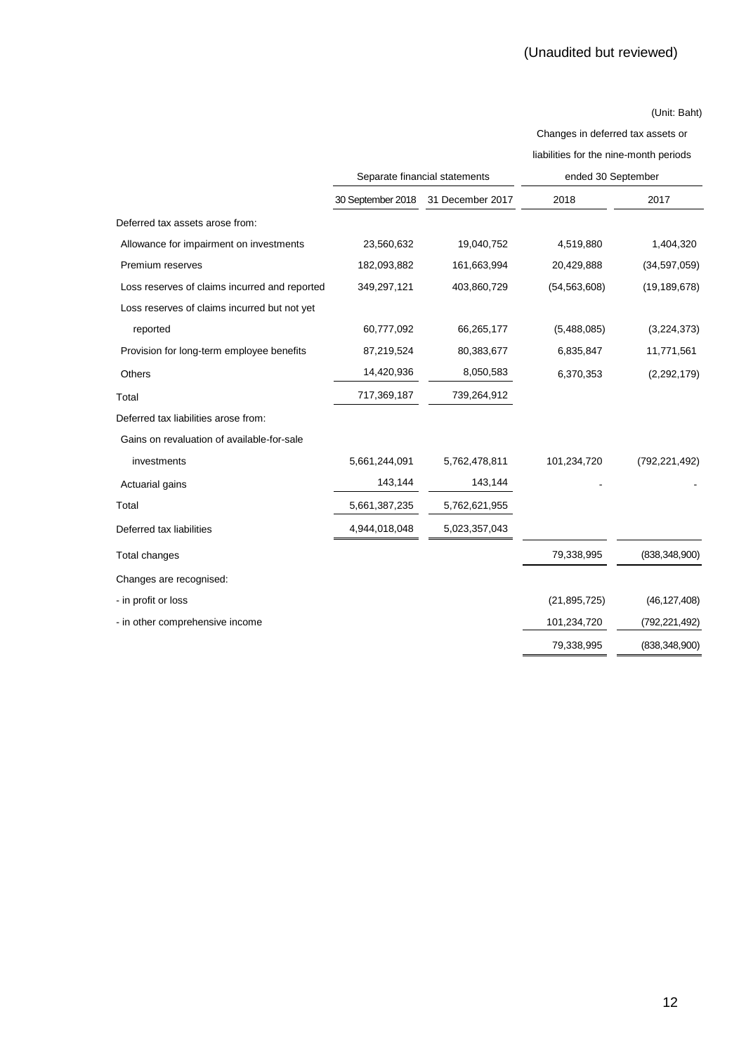(Unaudited but reviewed)

(Unit: Baht)

| | Separate financial statements | | Changes in deferred tax assets or liabilities for the nine-month periods ended 30 September | |
|---|---|---|---|---|
| | 30 September 2018 | 31 December 2017 | 2018 | 2017 |
| Deferred tax assets arose from: | | | | |
| Allowance for impairment on investments | 23,560,632 | 19,040,752 | 4,519,880 | 1,404,320 |
| Premium reserves | 182,093,882 | 161,663,994 | 20,429,888 | (34,597,059) |
| Loss reserves of claims incurred and reported | 349,297,121 | 403,860,729 | (54,563,608) | (19,189,678) |
| Loss reserves of claims incurred but not yet reported | 60,777,092 | 66,265,177 | (5,488,085) | (3,224,373) |
| Provision for long-term employee benefits | 87,219,524 | 80,383,677 | 6,835,847 | 11,771,561 |
| Others | 14,420,936 | 8,050,583 | 6,370,353 | (2,292,179) |
| Total | 717,369,187 | 739,264,912 | | |
| Deferred tax liabilities arose from: | | | | |
| Gains on revaluation of available-for-sale investments | 5,661,244,091 | 5,762,478,811 | 101,234,720 | (792,221,492) |
| Actuarial gains | 143,144 | 143,144 | - | - |
| Total | 5,661,387,235 | 5,762,621,955 | | |
| Deferred tax liabilities | 4,944,018,048 | 5,023,357,043 | | |
| Total changes | | | 79,338,995 | (838,348,900) |
| Changes are recognised: | | | | |
| - in profit or loss | | | (21,895,725) | (46,127,408) |
| - in other comprehensive income | | | 101,234,720 | (792,221,492) |
| | | | 79,338,995 | (838,348,900) |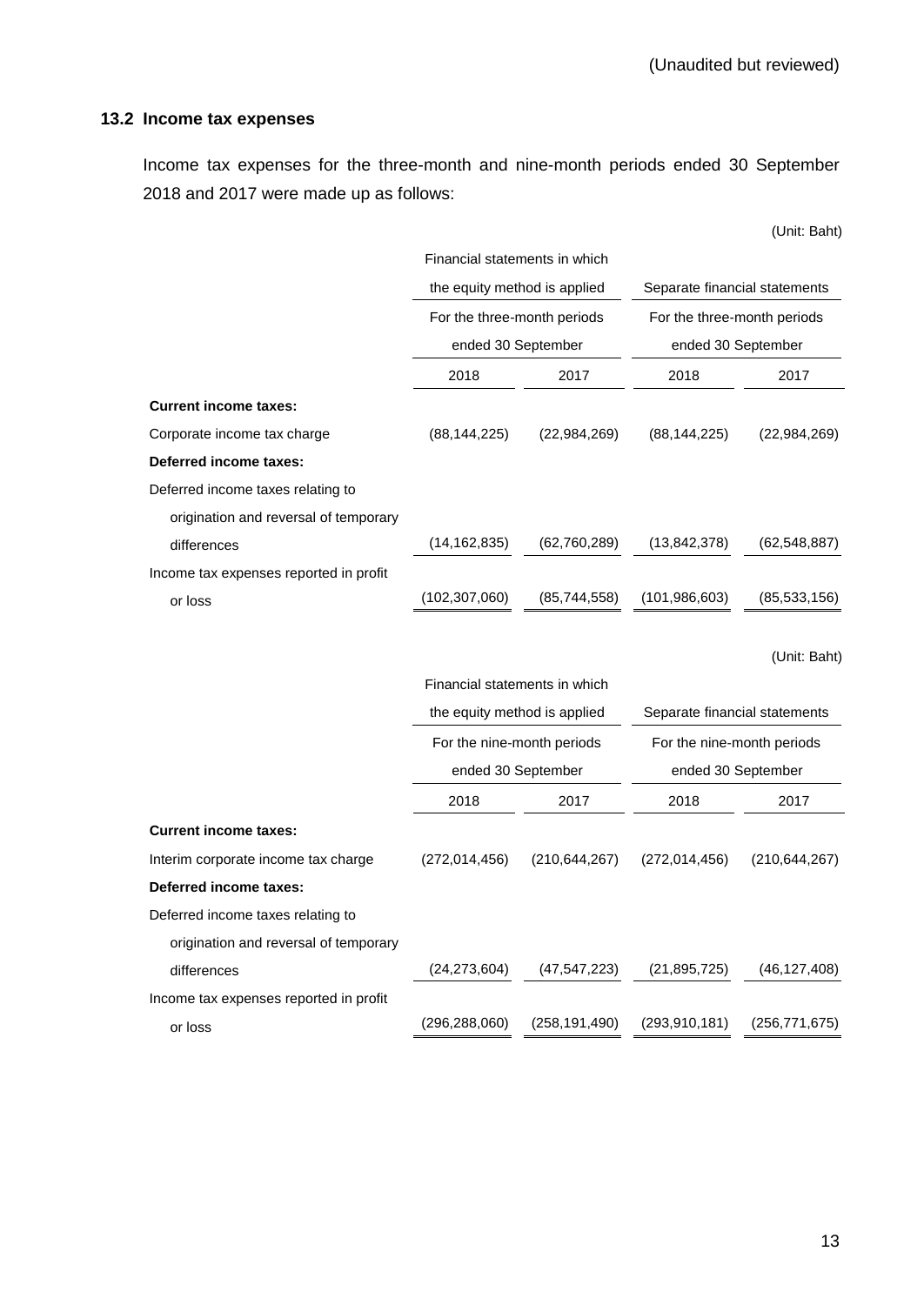(Unaudited but reviewed)

### 13.2 Income tax expenses

Income tax expenses for the three-month and nine-month periods ended 30 September 2018 and 2017 were made up as follows:

(Unit: Baht)

| | Financial statements in which the equity method is applied | | Separate financial statements | |
|---|---|---|---|---|
| | For the three-month periods ended 30 September | | For the three-month periods ended 30 September | |
| | 2018 | 2017 | 2018 | 2017 |
| **Current income taxes:** | | | | |
| Corporate income tax charge | (88,144,225) | (22,984,269) | (88,144,225) | (22,984,269) |
| **Deferred income taxes:** | | | | |
| Deferred income taxes relating to origination and reversal of temporary differences | (14,162,835) | (62,760,289) | (13,842,378) | (62,548,887) |
| Income tax expenses reported in profit or loss | (102,307,060) | (85,744,558) | (101,986,603) | (85,533,156) |

(Unit: Baht)

| | Financial statements in which the equity method is applied | | Separate financial statements | |
|---|---|---|---|---|
| | For the nine-month periods ended 30 September | | For the nine-month periods ended 30 September | |
| | 2018 | 2017 | 2018 | 2017 |
| **Current income taxes:** | | | | |
| Interim corporate income tax charge | (272,014,456) | (210,644,267) | (272,014,456) | (210,644,267) |
| **Deferred income taxes:** | | | | |
| Deferred income taxes relating to origination and reversal of temporary differences | (24,273,604) | (47,547,223) | (21,895,725) | (46,127,408) |
| Income tax expenses reported in profit or loss | (296,288,060) | (258,191,490) | (293,910,181) | (256,771,675) |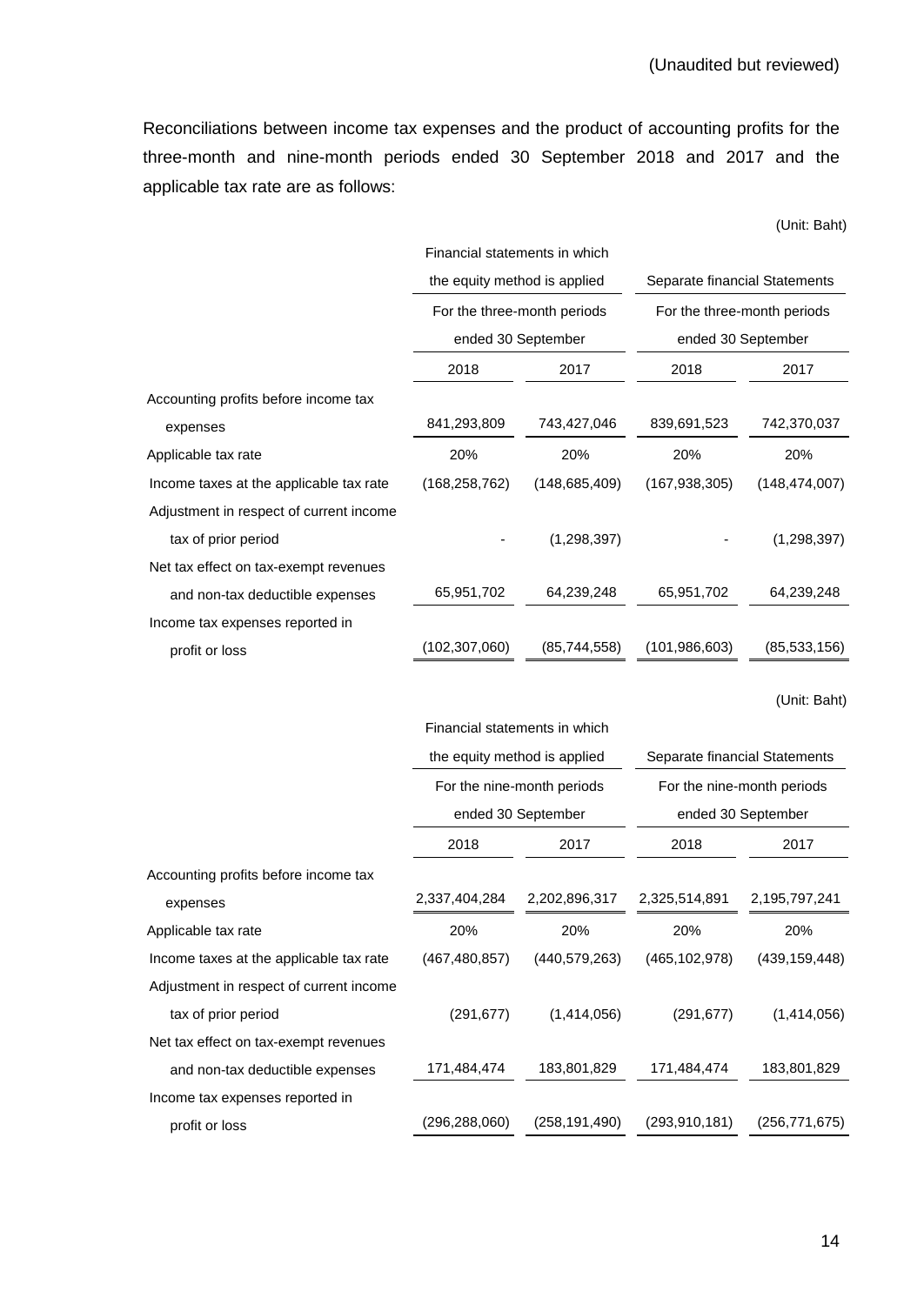(Unaudited but reviewed)

Reconciliations between income tax expenses and the product of accounting profits for the three-month and nine-month periods ended 30 September 2018 and 2017 and the applicable tax rate are as follows:

(Unit: Baht)

| | Financial statements in which the equity method is applied | | Separate financial Statements | |
|---|---|---|---|---|
| | For the three-month periods ended 30 September | | For the three-month periods ended 30 September | |
| | 2018 | 2017 | 2018 | 2017 |
| Accounting profits before income tax expenses | 841,293,809 | 743,427,046 | 839,691,523 | 742,370,037 |
| Applicable tax rate | 20% | 20% | 20% | 20% |
| Income taxes at the applicable tax rate | (168,258,762) | (148,685,409) | (167,938,305) | (148,474,007) |
| Adjustment in respect of current income tax of prior period | - | (1,298,397) | - | (1,298,397) |
| Net tax effect on tax-exempt revenues and non-tax deductible expenses | 65,951,702 | 64,239,248 | 65,951,702 | 64,239,248 |
| Income tax expenses reported in profit or loss | (102,307,060) | (85,744,558) | (101,986,603) | (85,533,156) |

(Unit: Baht)

| | Financial statements in which the equity method is applied | | Separate financial Statements | |
|---|---|---|---|---|
| | For the nine-month periods ended 30 September | | For the nine-month periods ended 30 September | |
| | 2018 | 2017 | 2018 | 2017 |
| Accounting profits before income tax expenses | 2,337,404,284 | 2,202,896,317 | 2,325,514,891 | 2,195,797,241 |
| Applicable tax rate | 20% | 20% | 20% | 20% |
| Income taxes at the applicable tax rate | (467,480,857) | (440,579,263) | (465,102,978) | (439,159,448) |
| Adjustment in respect of current income tax of prior period | (291,677) | (1,414,056) | (291,677) | (1,414,056) |
| Net tax effect on tax-exempt revenues and non-tax deductible expenses | 171,484,474 | 183,801,829 | 171,484,474 | 183,801,829 |
| Income tax expenses reported in profit or loss | (296,288,060) | (258,191,490) | (293,910,181) | (256,771,675) |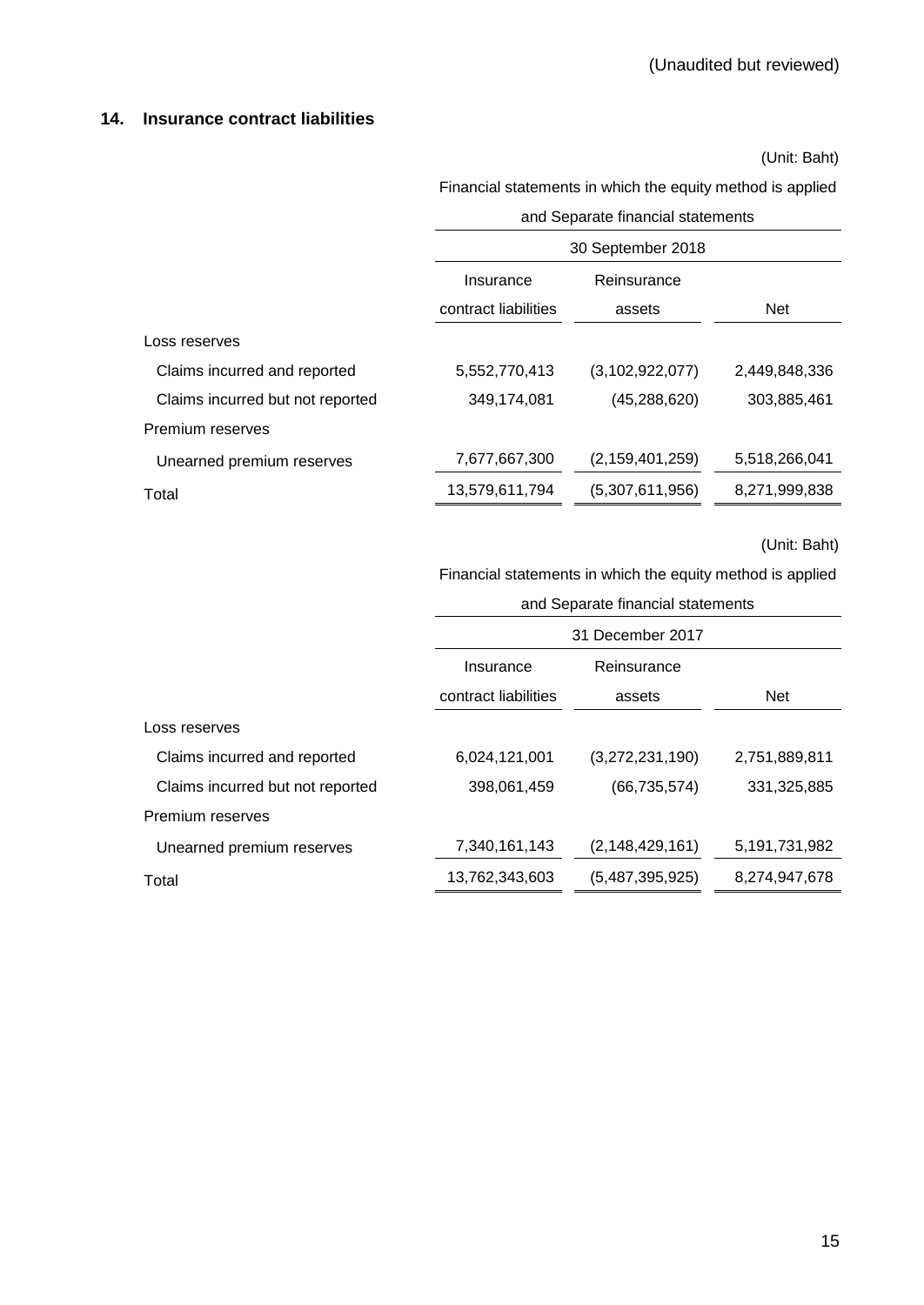(Unaudited but reviewed)

## 14. Insurance contract liabilities

(Unit: Baht)

| | Financial statements in which the equity method is applied and Separate financial statements | | |
|---|---|---|---|
| | 30 September 2018 | | |
| | Insurance contract liabilities | Reinsurance assets | Net |
| Loss reserves | | | |
| Claims incurred and reported | 5,552,770,413 | (3,102,922,077) | 2,449,848,336 |
| Claims incurred but not reported | 349,174,081 | (45,288,620) | 303,885,461 |
| Premium reserves | | | |
| Unearned premium reserves | 7,677,667,300 | (2,159,401,259) | 5,518,266,041 |
| Total | 13,579,611,794 | (5,307,611,956) | 8,271,999,838 |

(Unit: Baht)

| | Financial statements in which the equity method is applied and Separate financial statements | | |
|---|---|---|---|
| | 31 December 2017 | | |
| | Insurance contract liabilities | Reinsurance assets | Net |
| Loss reserves | | | |
| Claims incurred and reported | 6,024,121,001 | (3,272,231,190) | 2,751,889,811 |
| Claims incurred but not reported | 398,061,459 | (66,735,574) | 331,325,885 |
| Premium reserves | | | |
| Unearned premium reserves | 7,340,161,143 | (2,148,429,161) | 5,191,731,982 |
| Total | 13,762,343,603 | (5,487,395,925) | 8,274,947,678 |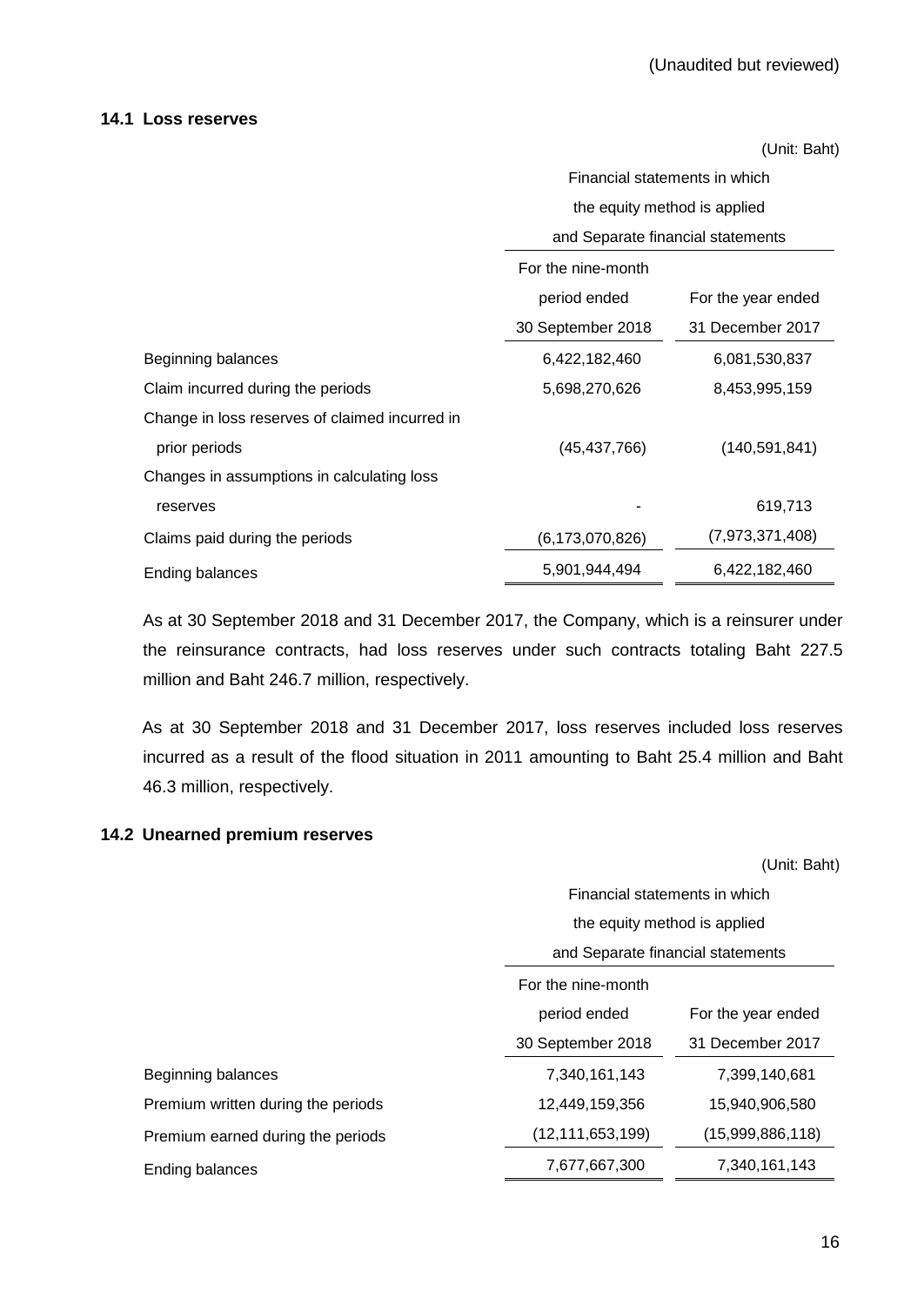(Unaudited but reviewed)

### 14.1 Loss reserves

(Unit: Baht)

| | Financial statements in which the equity method is applied and Separate financial statements | |
|---|---|---|
| | For the nine-month period ended 30 September 2018 | For the year ended 31 December 2017 |
| Beginning balances | 6,422,182,460 | 6,081,530,837 |
| Claim incurred during the periods | 5,698,270,626 | 8,453,995,159 |
| Change in loss reserves of claimed incurred in prior periods | (45,437,766) | (140,591,841) |
| Changes in assumptions in calculating loss reserves | - | 619,713 |
| Claims paid during the periods | (6,173,070,826) | (7,973,371,408) |
| Ending balances | 5,901,944,494 | 6,422,182,460 |

As at 30 September 2018 and 31 December 2017, the Company, which is a reinsurer under the reinsurance contracts, had loss reserves under such contracts totaling Baht 227.5 million and Baht 246.7 million, respectively.

As at 30 September 2018 and 31 December 2017, loss reserves included loss reserves incurred as a result of the flood situation in 2011 amounting to Baht 25.4 million and Baht 46.3 million, respectively.

### 14.2 Unearned premium reserves

(Unit: Baht)

| | Financial statements in which the equity method is applied and Separate financial statements | |
|---|---|---|
| | For the nine-month period ended 30 September 2018 | For the year ended 31 December 2017 |
| Beginning balances | 7,340,161,143 | 7,399,140,681 |
| Premium written during the periods | 12,449,159,356 | 15,940,906,580 |
| Premium earned during the periods | (12,111,653,199) | (15,999,886,118) |
| Ending balances | 7,677,667,300 | 7,340,161,143 |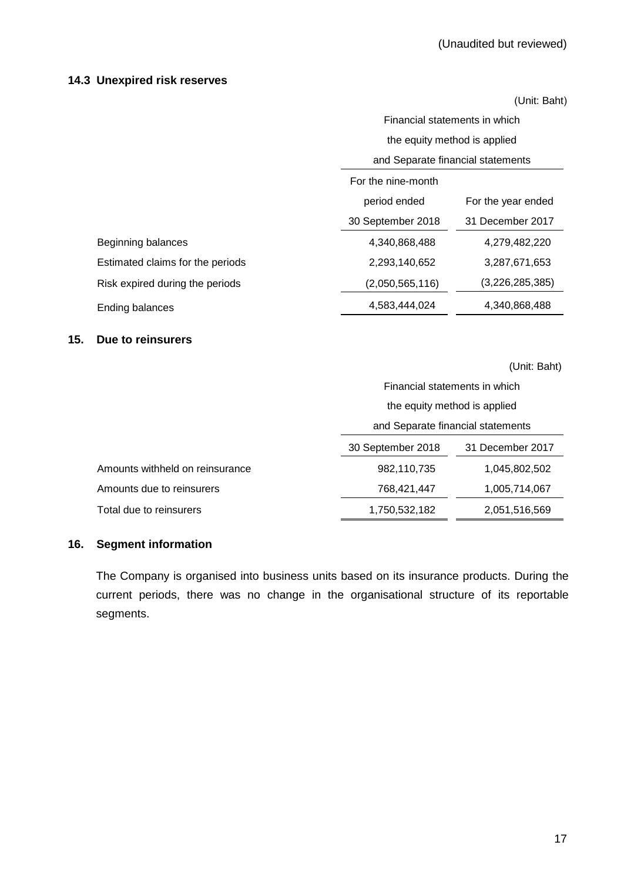(Unaudited but reviewed)

### 14.3 Unexpired risk reserves

(Unit: Baht)

| | Financial statements in which the equity method is applied and Separate financial statements | |
|---|---|---|
| | For the nine-month period ended 30 September 2018 | For the year ended 31 December 2017 |
| Beginning balances | 4,340,868,488 | 4,279,482,220 |
| Estimated claims for the periods | 2,293,140,652 | 3,287,671,653 |
| Risk expired during the periods | (2,050,565,116) | (3,226,285,385) |
| Ending balances | 4,583,444,024 | 4,340,868,488 |

## 15. Due to reinsurers

(Unit: Baht)

| | Financial statements in which the equity method is applied and Separate financial statements | |
|---|---|---|
| | 30 September 2018 | 31 December 2017 |
| Amounts withheld on reinsurance | 982,110,735 | 1,045,802,502 |
| Amounts due to reinsurers | 768,421,447 | 1,005,714,067 |
| Total due to reinsurers | 1,750,532,182 | 2,051,516,569 |

## 16. Segment information

The Company is organised into business units based on its insurance products. During the current periods, there was no change in the organisational structure of its reportable segments.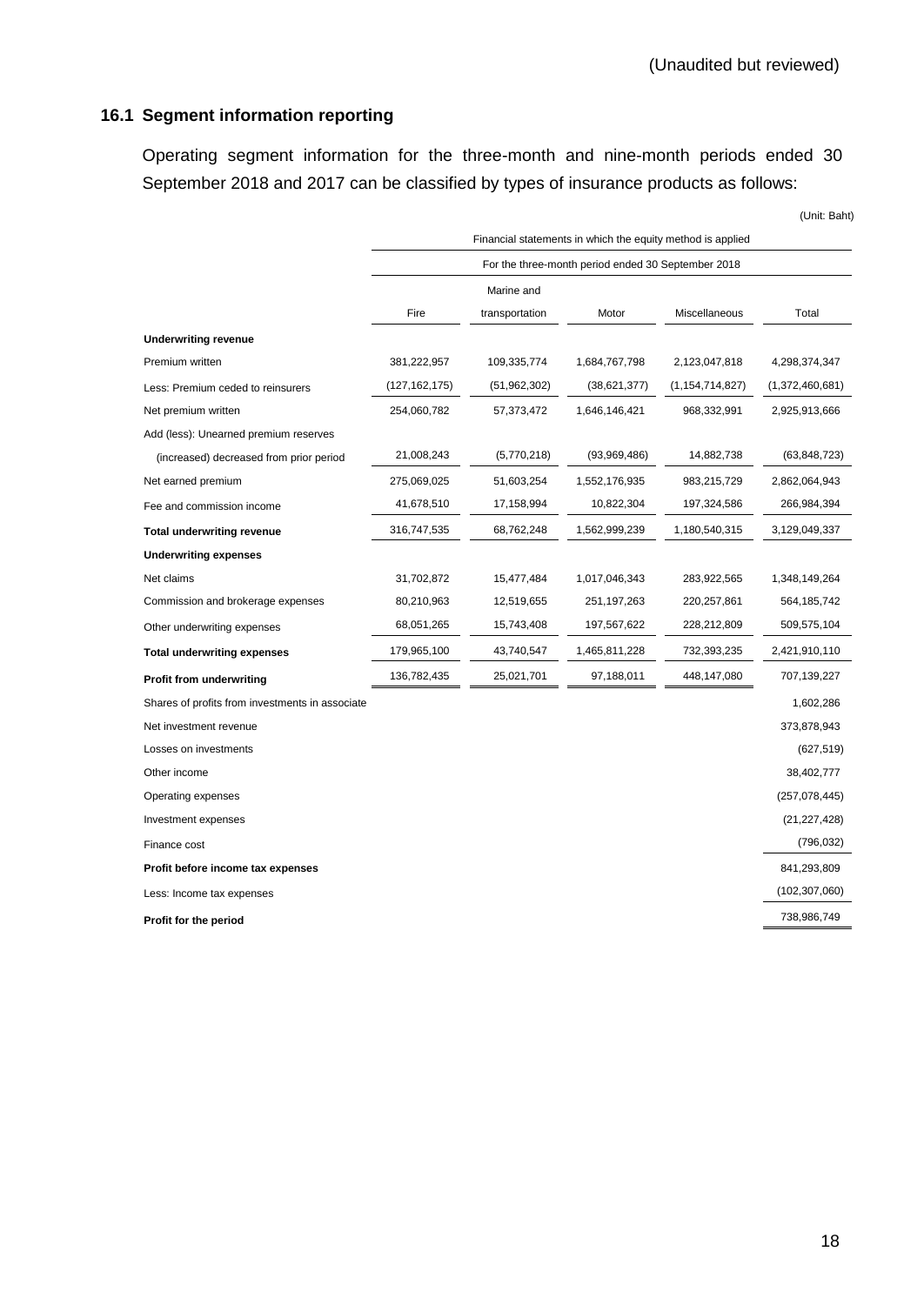(Unaudited but reviewed)

## 16.1 Segment information reporting

Operating segment information for the three-month and nine-month periods ended 30 September 2018 and 2017 can be classified by types of insurance products as follows:

(Unit: Baht)

| | Financial statements in which the equity method is applied | | | | |
|---|---|---|---|---|---|
| | For the three-month period ended 30 September 2018 | | | | |
| | Fire | Marine and transportation | Motor | Miscellaneous | Total |
| **Underwriting revenue** | | | | | |
| Premium written | 381,222,957 | 109,335,774 | 1,684,767,798 | 2,123,047,818 | 4,298,374,347 |
| Less: Premium ceded to reinsurers | (127,162,175) | (51,962,302) | (38,621,377) | (1,154,714,827) | (1,372,460,681) |
| Net premium written | 254,060,782 | 57,373,472 | 1,646,146,421 | 968,332,991 | 2,925,913,666 |
| Add (less): Unearned premium reserves | | | | | |
| (increased) decreased from prior period | 21,008,243 | (5,770,218) | (93,969,486) | 14,882,738 | (63,848,723) |
| Net earned premium | 275,069,025 | 51,603,254 | 1,552,176,935 | 983,215,729 | 2,862,064,943 |
| Fee and commission income | 41,678,510 | 17,158,994 | 10,822,304 | 197,324,586 | 266,984,394 |
| **Total underwriting revenue** | 316,747,535 | 68,762,248 | 1,562,999,239 | 1,180,540,315 | 3,129,049,337 |
| **Underwriting expenses** | | | | | |
| Net claims | 31,702,872 | 15,477,484 | 1,017,046,343 | 283,922,565 | 1,348,149,264 |
| Commission and brokerage expenses | 80,210,963 | 12,519,655 | 251,197,263 | 220,257,861 | 564,185,742 |
| Other underwriting expenses | 68,051,265 | 15,743,408 | 197,567,622 | 228,212,809 | 509,575,104 |
| **Total underwriting expenses** | 179,965,100 | 43,740,547 | 1,465,811,228 | 732,393,235 | 2,421,910,110 |
| **Profit from underwriting** | 136,782,435 | 25,021,701 | 97,188,011 | 448,147,080 | 707,139,227 |
| Shares of profits from investments in associate | | | | | 1,602,286 |
| Net investment revenue | | | | | 373,878,943 |
| Losses on investments | | | | | (627,519) |
| Other income | | | | | 38,402,777 |
| Operating expenses | | | | | (257,078,445) |
| Investment expenses | | | | | (21,227,428) |
| Finance cost | | | | | (796,032) |
| **Profit before income tax expenses** | | | | | 841,293,809 |
| Less: Income tax expenses | | | | | (102,307,060) |
| **Profit for the period** | | | | | 738,986,749 |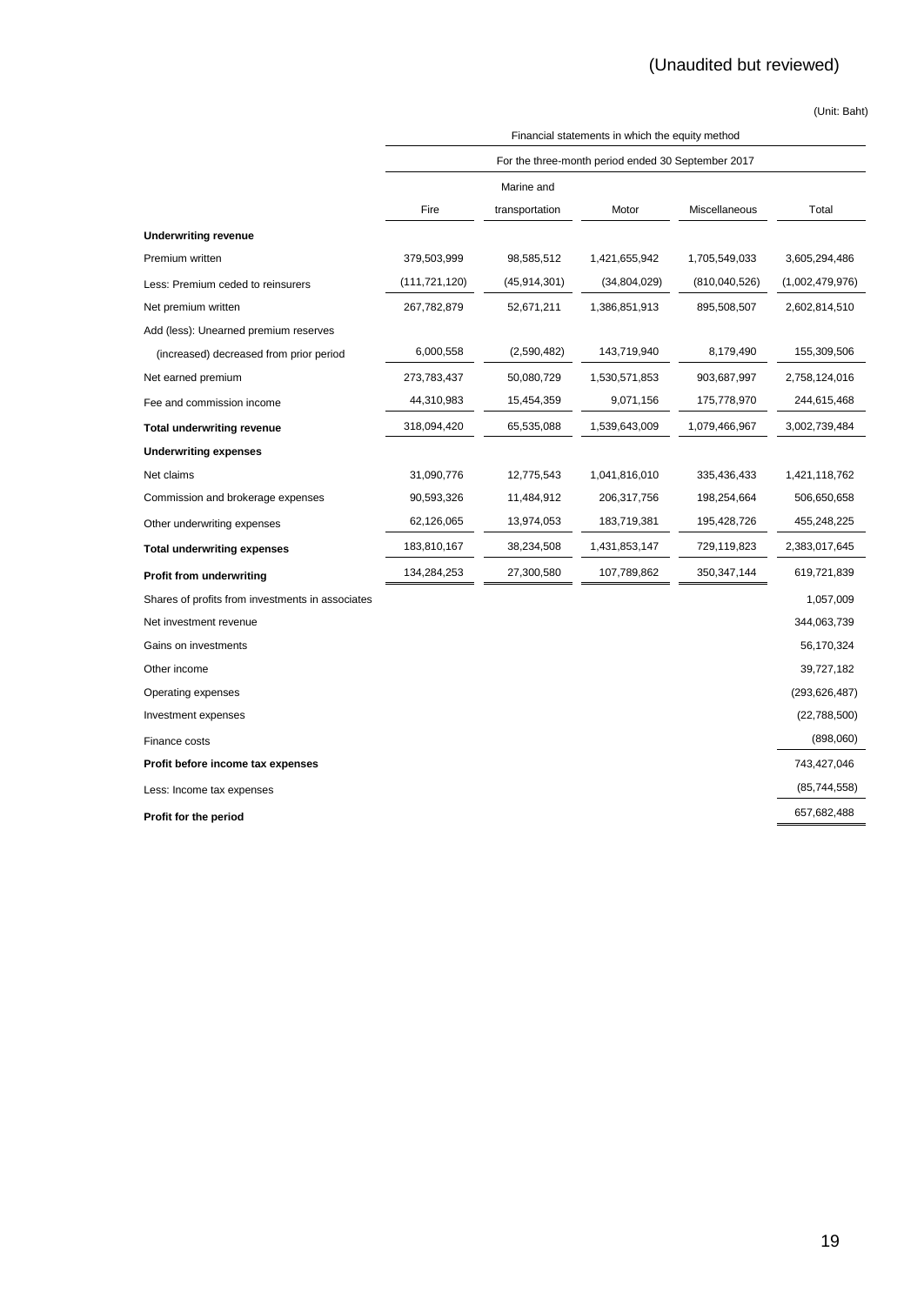(Unaudited but reviewed)

(Unit: Baht)

| | Financial statements in which the equity method | | | | |
|---|---|---|---|---|---|
| | For the three-month period ended 30 September 2017 | | | | |
| | Fire | Marine and transportation | Motor | Miscellaneous | Total |
| **Underwriting revenue** | | | | | |
| Premium written | 379,503,999 | 98,585,512 | 1,421,655,942 | 1,705,549,033 | 3,605,294,486 |
| Less: Premium ceded to reinsurers | (111,721,120) | (45,914,301) | (34,804,029) | (810,040,526) | (1,002,479,976) |
| Net premium written | 267,782,879 | 52,671,211 | 1,386,851,913 | 895,508,507 | 2,602,814,510 |
| Add (less): Unearned premium reserves | | | | | |
| (increased) decreased from prior period | 6,000,558 | (2,590,482) | 143,719,940 | 8,179,490 | 155,309,506 |
| Net earned premium | 273,783,437 | 50,080,729 | 1,530,571,853 | 903,687,997 | 2,758,124,016 |
| Fee and commission income | 44,310,983 | 15,454,359 | 9,071,156 | 175,778,970 | 244,615,468 |
| **Total underwriting revenue** | 318,094,420 | 65,535,088 | 1,539,643,009 | 1,079,466,967 | 3,002,739,484 |
| **Underwriting expenses** | | | | | |
| Net claims | 31,090,776 | 12,775,543 | 1,041,816,010 | 335,436,433 | 1,421,118,762 |
| Commission and brokerage expenses | 90,593,326 | 11,484,912 | 206,317,756 | 198,254,664 | 506,650,658 |
| Other underwriting expenses | 62,126,065 | 13,974,053 | 183,719,381 | 195,428,726 | 455,248,225 |
| **Total underwriting expenses** | 183,810,167 | 38,234,508 | 1,431,853,147 | 729,119,823 | 2,383,017,645 |
| **Profit from underwriting** | 134,284,253 | 27,300,580 | 107,789,862 | 350,347,144 | 619,721,839 |
| Shares of profits from investments in associates | | | | | 1,057,009 |
| Net investment revenue | | | | | 344,063,739 |
| Gains on investments | | | | | 56,170,324 |
| Other income | | | | | 39,727,182 |
| Operating expenses | | | | | (293,626,487) |
| Investment expenses | | | | | (22,788,500) |
| Finance costs | | | | | (898,060) |
| **Profit before income tax expenses** | | | | | 743,427,046 |
| Less: Income tax expenses | | | | | (85,744,558) |
| **Profit for the period** | | | | | 657,682,488 |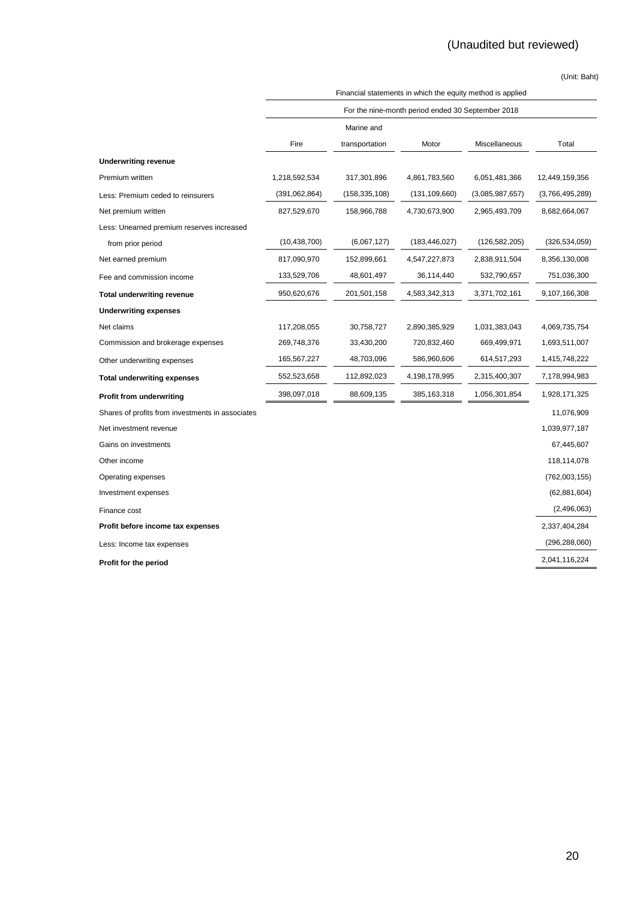(Unaudited but reviewed)

(Unit: Baht)

| | Financial statements in which the equity method is applied | | | | |
|---|---|---|---|---|---|
| | For the nine-month period ended 30 September 2018 | | | | |
| | Fire | Marine and transportation | Motor | Miscellaneous | Total |
| **Underwriting revenue** | | | | | |
| Premium written | 1,218,592,534 | 317,301,896 | 4,861,783,560 | 6,051,481,366 | 12,449,159,356 |
| Less: Premium ceded to reinsurers | (391,062,864) | (158,335,108) | (131,109,660) | (3,085,987,657) | (3,766,495,289) |
| Net premium written | 827,529,670 | 158,966,788 | 4,730,673,900 | 2,965,493,709 | 8,682,664,067 |
| Less: Unearned premium reserves increased from prior period | (10,438,700) | (6,067,127) | (183,446,027) | (126,582,205) | (326,534,059) |
| Net earned premium | 817,090,970 | 152,899,661 | 4,547,227,873 | 2,838,911,504 | 8,356,130,008 |
| Fee and commission income | 133,529,706 | 48,601,497 | 36,114,440 | 532,790,657 | 751,036,300 |
| **Total underwriting revenue** | 950,620,676 | 201,501,158 | 4,583,342,313 | 3,371,702,161 | 9,107,166,308 |
| **Underwriting expenses** | | | | | |
| Net claims | 117,208,055 | 30,758,727 | 2,890,385,929 | 1,031,383,043 | 4,069,735,754 |
| Commission and brokerage expenses | 269,748,376 | 33,430,200 | 720,832,460 | 669,499,971 | 1,693,511,007 |
| Other underwriting expenses | 165,567,227 | 48,703,096 | 586,960,606 | 614,517,293 | 1,415,748,222 |
| **Total underwriting expenses** | 552,523,658 | 112,892,023 | 4,198,178,995 | 2,315,400,307 | 7,178,994,983 |
| **Profit from underwriting** | 398,097,018 | 88,609,135 | 385,163,318 | 1,056,301,854 | 1,928,171,325 |
| Shares of profits from investments in associates | | | | | 11,076,909 |
| Net investment revenue | | | | | 1,039,977,187 |
| Gains on investments | | | | | 67,445,607 |
| Other income | | | | | 118,114,078 |
| Operating expenses | | | | | (762,003,155) |
| Investment expenses | | | | | (62,881,604) |
| Finance cost | | | | | (2,496,063) |
| **Profit before income tax expenses** | | | | | 2,337,404,284 |
| Less: Income tax expenses | | | | | (296,288,060) |
| **Profit for the period** | | | | | 2,041,116,224 |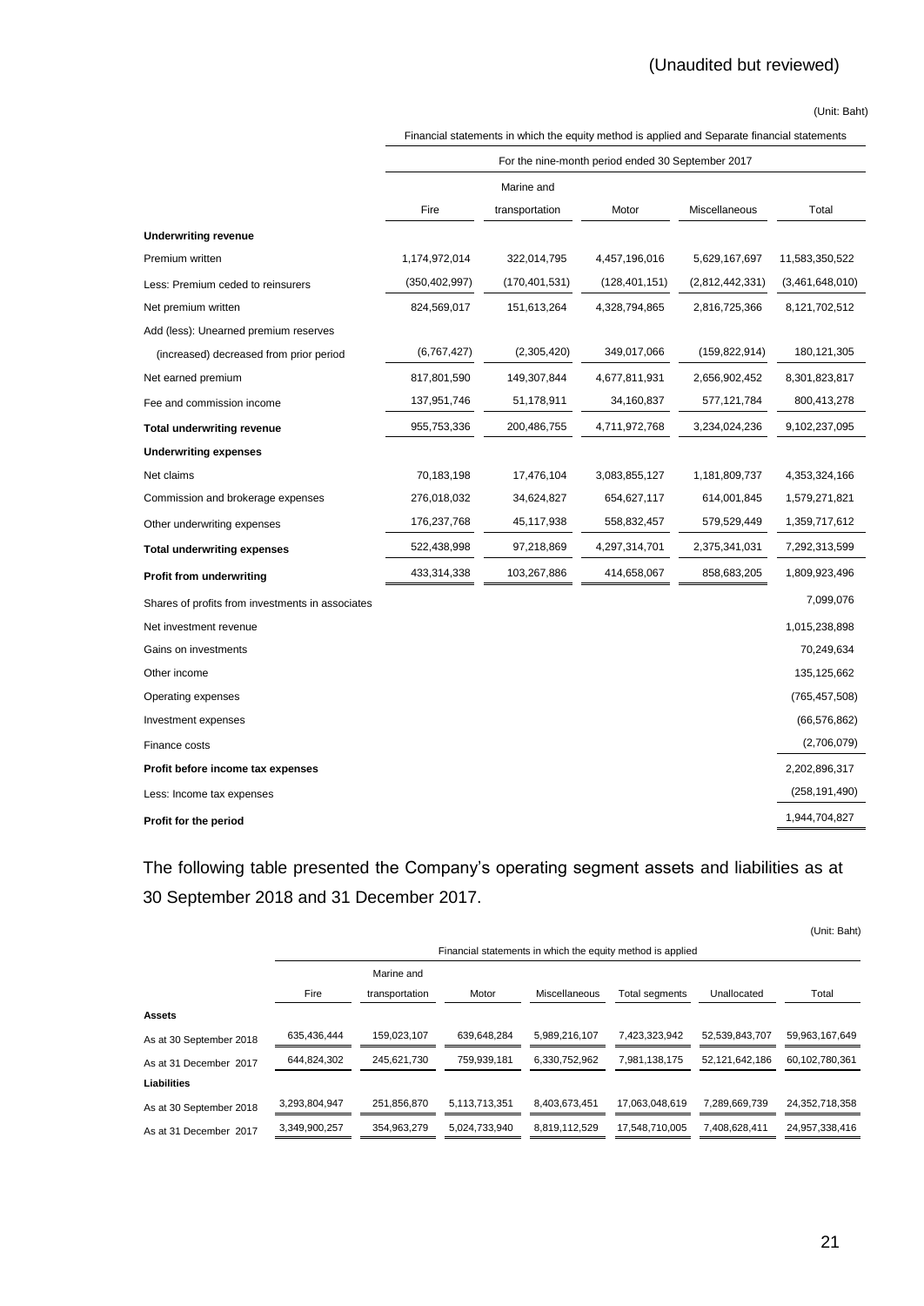(Unaudited but reviewed)

(Unit: Baht)

| | Financial statements in which the equity method is applied and Separate financial statements | | | | |
|---|---|---|---|---|---|
| | For the nine-month period ended 30 September 2017 | | | | |
| | Fire | Marine and transportation | Motor | Miscellaneous | Total |
| **Underwriting revenue** | | | | | |
| Premium written | 1,174,972,014 | 322,014,795 | 4,457,196,016 | 5,629,167,697 | 11,583,350,522 |
| Less: Premium ceded to reinsurers | (350,402,997) | (170,401,531) | (128,401,151) | (2,812,442,331) | (3,461,648,010) |
| Net premium written | 824,569,017 | 151,613,264 | 4,328,794,865 | 2,816,725,366 | 8,121,702,512 |
| Add (less): Unearned premium reserves | | | | | |
| (increased) decreased from prior period | (6,767,427) | (2,305,420) | 349,017,066 | (159,822,914) | 180,121,305 |
| Net earned premium | 817,801,590 | 149,307,844 | 4,677,811,931 | 2,656,902,452 | 8,301,823,817 |
| Fee and commission income | 137,951,746 | 51,178,911 | 34,160,837 | 577,121,784 | 800,413,278 |
| **Total underwriting revenue** | 955,753,336 | 200,486,755 | 4,711,972,768 | 3,234,024,236 | 9,102,237,095 |
| **Underwriting expenses** | | | | | |
| Net claims | 70,183,198 | 17,476,104 | 3,083,855,127 | 1,181,809,737 | 4,353,324,166 |
| Commission and brokerage expenses | 276,018,032 | 34,624,827 | 654,627,117 | 614,001,845 | 1,579,271,821 |
| Other underwriting expenses | 176,237,768 | 45,117,938 | 558,832,457 | 579,529,449 | 1,359,717,612 |
| **Total underwriting expenses** | 522,438,998 | 97,218,869 | 4,297,314,701 | 2,375,341,031 | 7,292,313,599 |
| **Profit from underwriting** | 433,314,338 | 103,267,886 | 414,658,067 | 858,683,205 | 1,809,923,496 |
| Shares of profits from investments in associates | | | | | 7,099,076 |
| Net investment revenue | | | | | 1,015,238,898 |
| Gains on investments | | | | | 70,249,634 |
| Other income | | | | | 135,125,662 |
| Operating expenses | | | | | (765,457,508) |
| Investment expenses | | | | | (66,576,862) |
| Finance costs | | | | | (2,706,079) |
| **Profit before income tax expenses** | | | | | 2,202,896,317 |
| Less: Income tax expenses | | | | | (258,191,490) |
| **Profit for the period** | | | | | 1,944,704,827 |

The following table presented the Company's operating segment assets and liabilities as at 30 September 2018 and 31 December 2017.

(Unit: Baht)

| | Financial statements in which the equity method is applied | | | | | | |
|---|---|---|---|---|---|---|---|
| | Fire | Marine and transportation | Motor | Miscellaneous | Total segments | Unallocated | Total |
| **Assets** | | | | | | | |
| As at 30 September 2018 | 635,436,444 | 159,023,107 | 639,648,284 | 5,989,216,107 | 7,423,323,942 | 52,539,843,707 | 59,963,167,649 |
| As at 31 December 2017 | 644,824,302 | 245,621,730 | 759,939,181 | 6,330,752,962 | 7,981,138,175 | 52,121,642,186 | 60,102,780,361 |
| **Liabilities** | | | | | | | |
| As at 30 September 2018 | 3,293,804,947 | 251,856,870 | 5,113,713,351 | 8,403,673,451 | 17,063,048,619 | 7,289,669,739 | 24,352,718,358 |
| As at 31 December 2017 | 3,349,900,257 | 354,963,279 | 5,024,733,940 | 8,819,112,529 | 17,548,710,005 | 7,408,628,411 | 24,957,338,416 |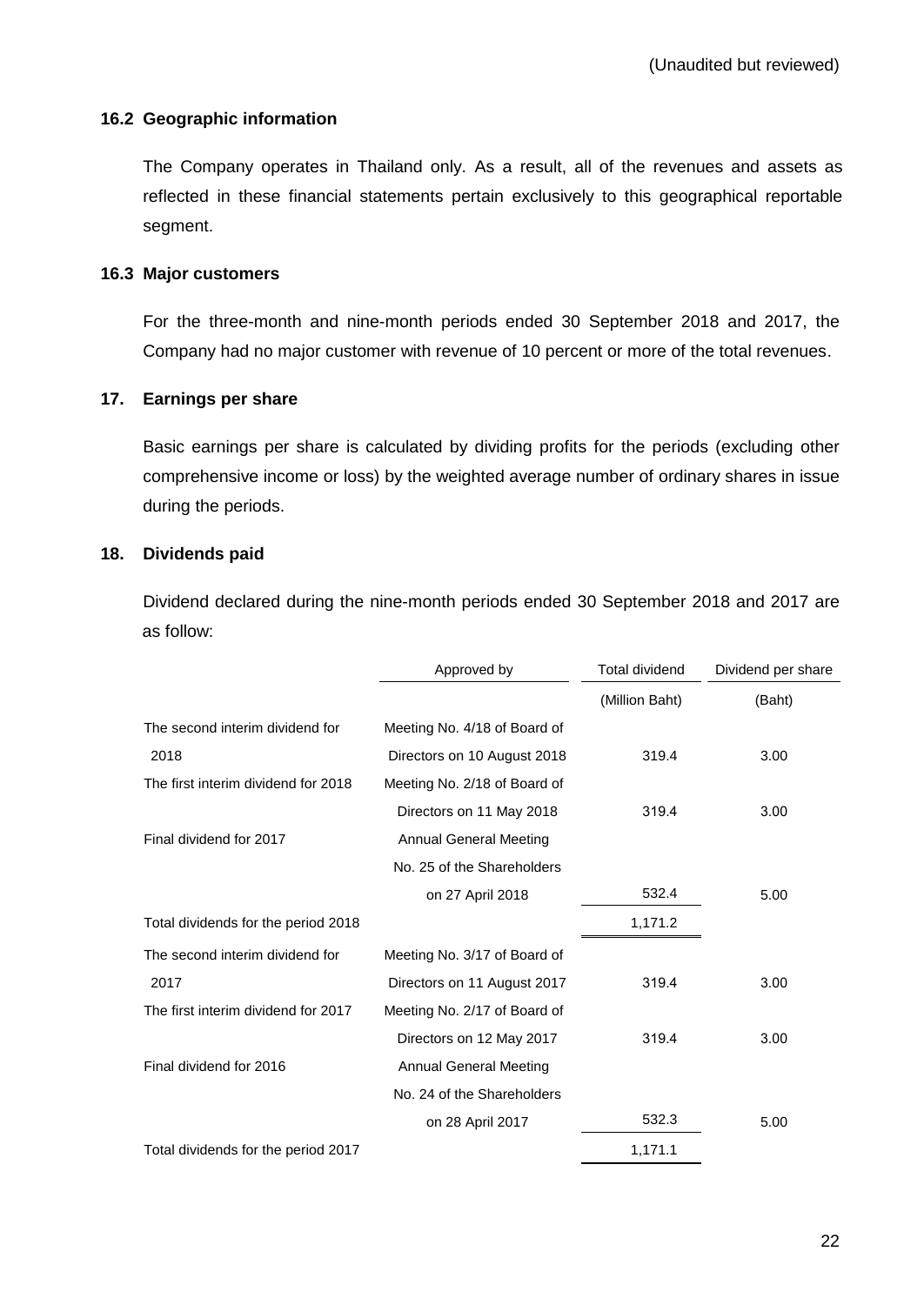(Unaudited but reviewed)

### 16.2 Geographic information

The Company operates in Thailand only. As a result, all of the revenues and assets as reflected in these financial statements pertain exclusively to this geographical reportable segment.

### 16.3 Major customers

For the three-month and nine-month periods ended 30 September 2018 and 2017, the Company had no major customer with revenue of 10 percent or more of the total revenues.

## 17. Earnings per share

Basic earnings per share is calculated by dividing profits for the periods (excluding other comprehensive income or loss) by the weighted average number of ordinary shares in issue during the periods.

## 18. Dividends paid

Dividend declared during the nine-month periods ended 30 September 2018 and 2017 are as follow:

| | Approved by | Total dividend | Dividend per share |
|---|---|---|---|
| | | (Million Baht) | (Baht) |
| The second interim dividend for 2018 | Meeting No. 4/18 of Board of Directors on 10 August 2018 | 319.4 | 3.00 |
| The first interim dividend for 2018 | Meeting No. 2/18 of Board of Directors on 11 May 2018 | 319.4 | 3.00 |
| Final dividend for 2017 | Annual General Meeting No. 25 of the Shareholders on 27 April 2018 | 532.4 | 5.00 |
| Total dividends for the period 2018 | | 1,171.2 | |
| The second interim dividend for 2017 | Meeting No. 3/17 of Board of Directors on 11 August 2017 | 319.4 | 3.00 |
| The first interim dividend for 2017 | Meeting No. 2/17 of Board of Directors on 12 May 2017 | 319.4 | 3.00 |
| Final dividend for 2016 | Annual General Meeting No. 24 of the Shareholders on 28 April 2017 | 532.3 | 5.00 |
| Total dividends for the period 2017 | | 1,171.1 | |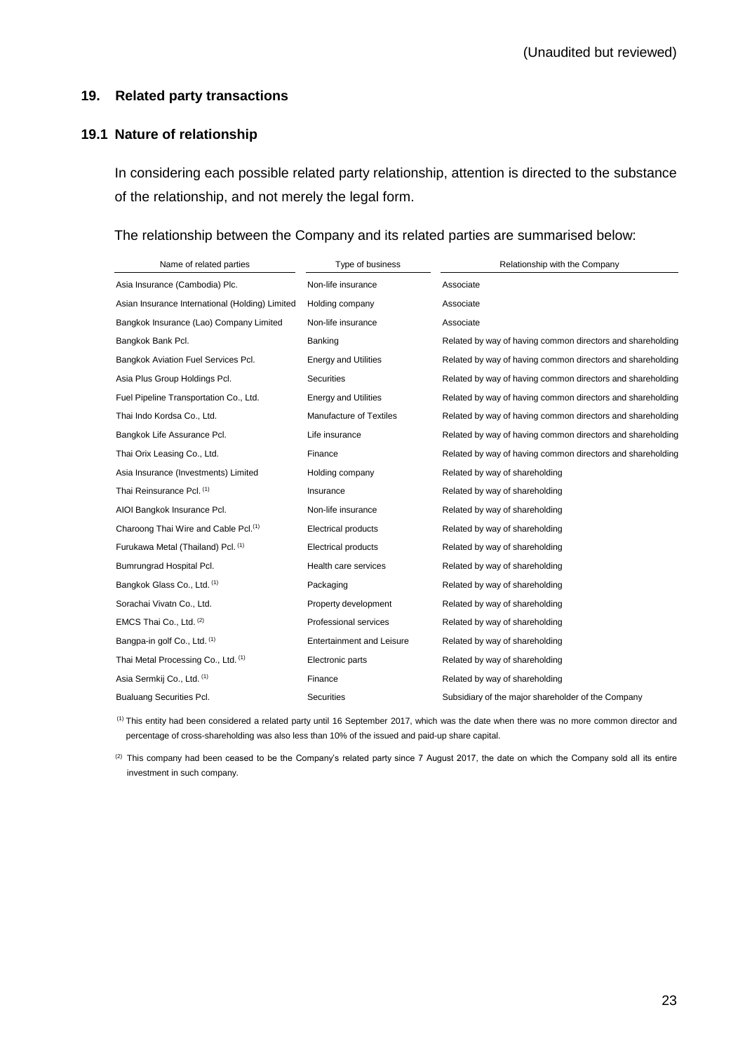(Unaudited but reviewed)

## 19. Related party transactions

### 19.1 Nature of relationship

In considering each possible related party relationship, attention is directed to the substance of the relationship, and not merely the legal form.

The relationship between the Company and its related parties are summarised below:

| Name of related parties | Type of business | Relationship with the Company |
|---|---|---|
| Asia Insurance (Cambodia) Plc. | Non-life insurance | Associate |
| Asian Insurance International (Holding) Limited | Holding company | Associate |
| Bangkok Insurance (Lao) Company Limited | Non-life insurance | Associate |
| Bangkok Bank Pcl. | Banking | Related by way of having common directors and shareholding |
| Bangkok Aviation Fuel Services Pcl. | Energy and Utilities | Related by way of having common directors and shareholding |
| Asia Plus Group Holdings Pcl. | Securities | Related by way of having common directors and shareholding |
| Fuel Pipeline Transportation Co., Ltd. | Energy and Utilities | Related by way of having common directors and shareholding |
| Thai Indo Kordsa Co., Ltd. | Manufacture of Textiles | Related by way of having common directors and shareholding |
| Bangkok Life Assurance Pcl. | Life insurance | Related by way of having common directors and shareholding |
| Thai Orix Leasing Co., Ltd. | Finance | Related by way of having common directors and shareholding |
| Asia Insurance (Investments) Limited | Holding company | Related by way of shareholding |
| Thai Reinsurance Pcl. (1) | Insurance | Related by way of shareholding |
| AIOI Bangkok Insurance Pcl. | Non-life insurance | Related by way of shareholding |
| Charoong Thai Wire and Cable Pcl.(1) | Electrical products | Related by way of shareholding |
| Furukawa Metal (Thailand) Pcl. (1) | Electrical products | Related by way of shareholding |
| Bumrungrad Hospital Pcl. | Health care services | Related by way of shareholding |
| Bangkok Glass Co., Ltd. (1) | Packaging | Related by way of shareholding |
| Sorachai Vivatn Co., Ltd. | Property development | Related by way of shareholding |
| EMCS Thai Co., Ltd. (2) | Professional services | Related by way of shareholding |
| Bangpa-in golf Co., Ltd. (1) | Entertainment and Leisure | Related by way of shareholding |
| Thai Metal Processing Co., Ltd. (1) | Electronic parts | Related by way of shareholding |
| Asia Sermkij Co., Ltd. (1) | Finance | Related by way of shareholding |
| Bualuang Securities Pcl. | Securities | Subsidiary of the major shareholder of the Company |

(1) This entity had been considered a related party until 16 September 2017, which was the date when there was no more common director and percentage of cross-shareholding was also less than 10% of the issued and paid-up share capital.

(2) This company had been ceased to be the Company's related party since 7 August 2017, the date on which the Company sold all its entire investment in such company.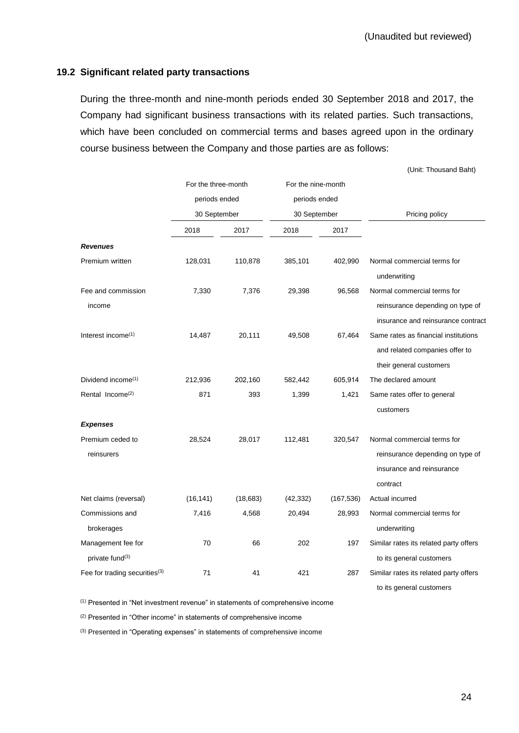(Unaudited but reviewed)

### 19.2 Significant related party transactions

During the three-month and nine-month periods ended 30 September 2018 and 2017, the Company had significant business transactions with its related parties. Such transactions, which have been concluded on commercial terms and bases agreed upon in the ordinary course business between the Company and those parties are as follows:

(Unit: Thousand Baht)

| | For the three-month periods ended 30 September | | For the nine-month periods ended 30 September | | Pricing policy |
|---|---|---|---|---|---|
| | 2018 | 2017 | 2018 | 2017 | |
| ***Revenues*** | | | | | |
| Premium written | 128,031 | 110,878 | 385,101 | 402,990 | Normal commercial terms for underwriting |
| Fee and commission income | 7,330 | 7,376 | 29,398 | 96,568 | Normal commercial terms for reinsurance depending on type of insurance and reinsurance contract |
| Interest income[(1)] | 14,487 | 20,111 | 49,508 | 67,464 | Same rates as financial institutions and related companies offer to their general customers |
| Dividend income[(1)] | 212,936 | 202,160 | 582,442 | 605,914 | The declared amount |
| Rental Income[(2)] | 871 | 393 | 1,399 | 1,421 | Same rates offer to general customers |
| ***Expenses*** | | | | | |
| Premium ceded to reinsurers | 28,524 | 28,017 | 112,481 | 320,547 | Normal commercial terms for reinsurance depending on type of insurance and reinsurance contract |
| Net claims (reversal) | (16,141) | (18,683) | (42,332) | (167,536) | Actual incurred |
| Commissions and brokerages | 7,416 | 4,568 | 20,494 | 28,993 | Normal commercial terms for underwriting |
| Management fee for private fund[(3)] | 70 | 66 | 202 | 197 | Similar rates its related party offers to its general customers |
| Fee for trading securities[(3)] | 71 | 41 | 421 | 287 | Similar rates its related party offers to its general customers |

[(1)] Presented in "Net investment revenue" in statements of comprehensive income

[(2)] Presented in "Other income" in statements of comprehensive income

[(3)] Presented in "Operating expenses" in statements of comprehensive income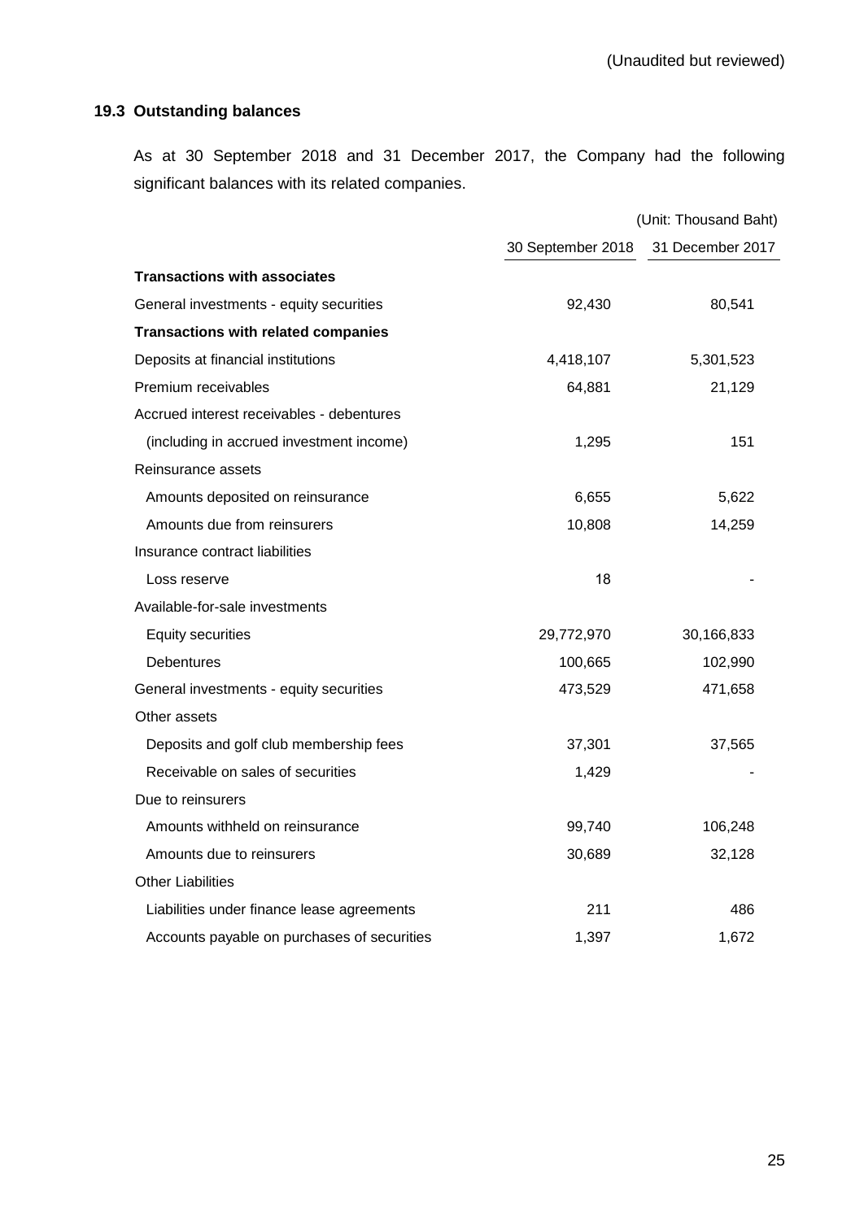(Unaudited but reviewed)

### 19.3 Outstanding balances

As at 30 September 2018 and 31 December 2017, the Company had the following significant balances with its related companies.

(Unit: Thousand Baht)

| | 30 September 2018 | 31 December 2017 |
|---|---|---|
| **Transactions with associates** | | |
| General investments - equity securities | 92,430 | 80,541 |
| **Transactions with related companies** | | |
| Deposits at financial institutions | 4,418,107 | 5,301,523 |
| Premium receivables | 64,881 | 21,129 |
| Accrued interest receivables - debentures | | |
| (including in accrued investment income) | 1,295 | 151 |
| Reinsurance assets | | |
| Amounts deposited on reinsurance | 6,655 | 5,622 |
| Amounts due from reinsurers | 10,808 | 14,259 |
| Insurance contract liabilities | | |
| Loss reserve | 18 | - |
| Available-for-sale investments | | |
| Equity securities | 29,772,970 | 30,166,833 |
| Debentures | 100,665 | 102,990 |
| General investments - equity securities | 473,529 | 471,658 |
| Other assets | | |
| Deposits and golf club membership fees | 37,301 | 37,565 |
| Receivable on sales of securities | 1,429 | - |
| Due to reinsurers | | |
| Amounts withheld on reinsurance | 99,740 | 106,248 |
| Amounts due to reinsurers | 30,689 | 32,128 |
| Other Liabilities | | |
| Liabilities under finance lease agreements | 211 | 486 |
| Accounts payable on purchases of securities | 1,397 | 1,672 |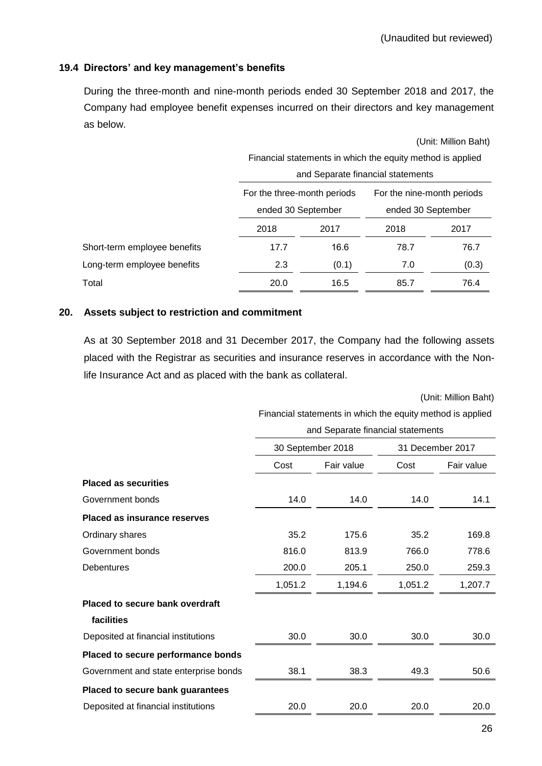(Unaudited but reviewed)

### 19.4 Directors' and key management's benefits

During the three-month and nine-month periods ended 30 September 2018 and 2017, the Company had employee benefit expenses incurred on their directors and key management as below.

(Unit: Million Baht)

| | Financial statements in which the equity method is applied and Separate financial statements | | | |
|---|---|---|---|---|
| | For the three-month periods ended 30 September | | For the nine-month periods ended 30 September | |
| | 2018 | 2017 | 2018 | 2017 |
| Short-term employee benefits | 17.7 | 16.6 | 78.7 | 76.7 |
| Long-term employee benefits | 2.3 | (0.1) | 7.0 | (0.3) |
| Total | 20.0 | 16.5 | 85.7 | 76.4 |

## 20. Assets subject to restriction and commitment

As at 30 September 2018 and 31 December 2017, the Company had the following assets placed with the Registrar as securities and insurance reserves in accordance with the Non-life Insurance Act and as placed with the bank as collateral.

(Unit: Million Baht)

| | Financial statements in which the equity method is applied and Separate financial statements | | | |
|---|---|---|---|---|
| | 30 September 2018 | | 31 December 2017 | |
| | Cost | Fair value | Cost | Fair value |
| **Placed as securities** | | | | |
| Government bonds | 14.0 | 14.0 | 14.0 | 14.1 |
| **Placed as insurance reserves** | | | | |
| Ordinary shares | 35.2 | 175.6 | 35.2 | 169.8 |
| Government bonds | 816.0 | 813.9 | 766.0 | 778.6 |
| Debentures | 200.0 | 205.1 | 250.0 | 259.3 |
| | 1,051.2 | 1,194.6 | 1,051.2 | 1,207.7 |
| **Placed to secure bank overdraft facilities** | | | | |
| Deposited at financial institutions | 30.0 | 30.0 | 30.0 | 30.0 |
| **Placed to secure performance bonds** | | | | |
| Government and state enterprise bonds | 38.1 | 38.3 | 49.3 | 50.6 |
| **Placed to secure bank guarantees** | | | | |
| Deposited at financial institutions | 20.0 | 20.0 | 20.0 | 20.0 |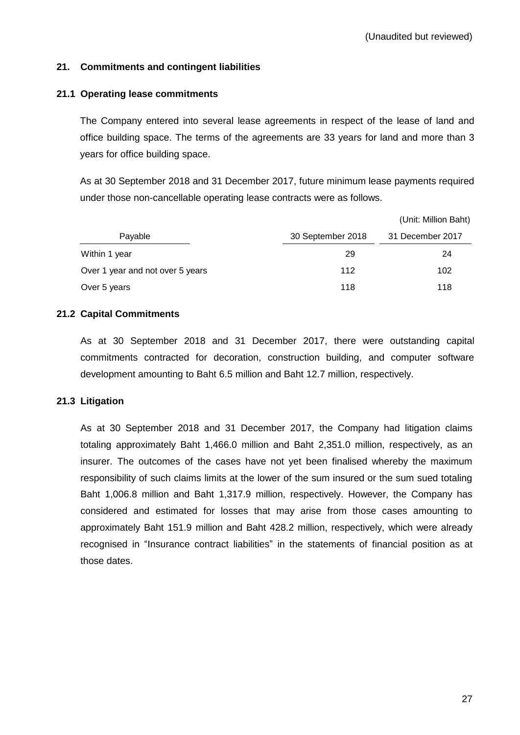(Unaudited but reviewed)

## 21. Commitments and contingent liabilities

### 21.1 Operating lease commitments

The Company entered into several lease agreements in respect of the lease of land and office building space. The terms of the agreements are 33 years for land and more than 3 years for office building space.

As at 30 September 2018 and 31 December 2017, future minimum lease payments required under those non-cancellable operating lease contracts were as follows.

(Unit: Million Baht)

| Payable | 30 September 2018 | 31 December 2017 |
|---|---|---|
| Within 1 year | 29 | 24 |
| Over 1 year and not over 5 years | 112 | 102 |
| Over 5 years | 118 | 118 |

### 21.2 Capital Commitments

As at 30 September 2018 and 31 December 2017, there were outstanding capital commitments contracted for decoration, construction building, and computer software development amounting to Baht 6.5 million and Baht 12.7 million, respectively.

### 21.3 Litigation

As at 30 September 2018 and 31 December 2017, the Company had litigation claims totaling approximately Baht 1,466.0 million and Baht 2,351.0 million, respectively, as an insurer. The outcomes of the cases have not yet been finalised whereby the maximum responsibility of such claims limits at the lower of the sum insured or the sum sued totaling Baht 1,006.8 million and Baht 1,317.9 million, respectively. However, the Company has considered and estimated for losses that may arise from those cases amounting to approximately Baht 151.9 million and Baht 428.2 million, respectively, which were already recognised in "Insurance contract liabilities" in the statements of financial position as at those dates.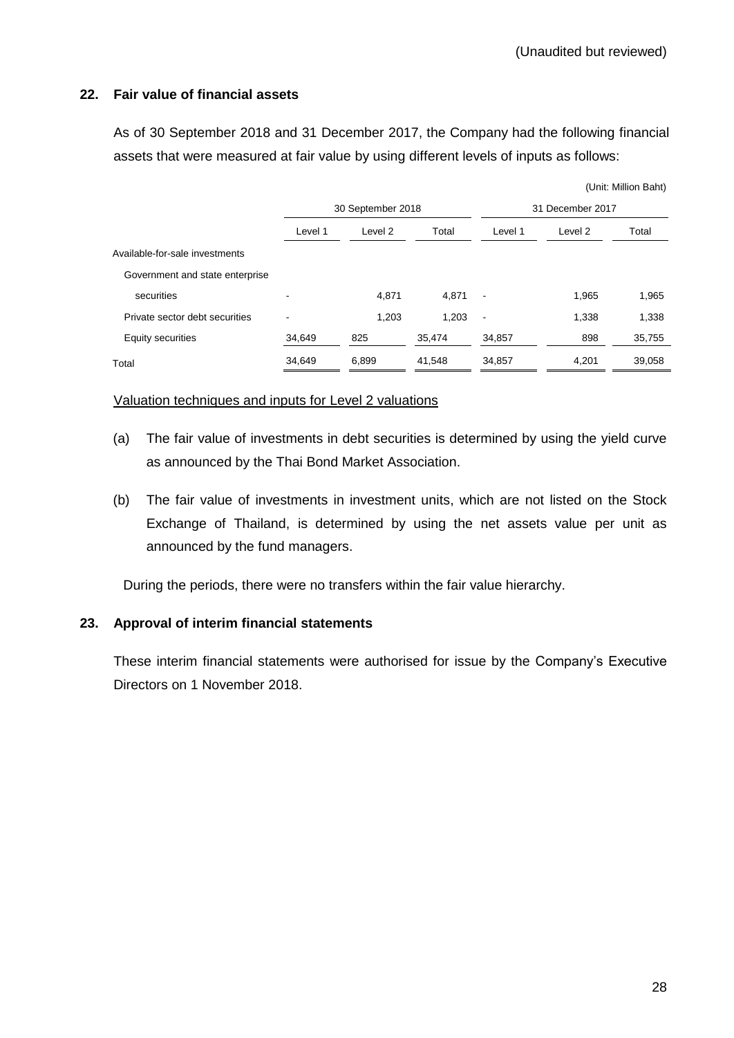(Unaudited but reviewed)

## 22. Fair value of financial assets

As of 30 September 2018 and 31 December 2017, the Company had the following financial assets that were measured at fair value by using different levels of inputs as follows:

(Unit: Million Baht)

| | 30 September 2018 | | | 31 December 2017 | | |
|---|---|---|---|---|---|---|
| | Level 1 | Level 2 | Total | Level 1 | Level 2 | Total |
| Available-for-sale investments | | | | | | |
| Government and state enterprise securities | - | 4,871 | 4,871 | - | 1,965 | 1,965 |
| Private sector debt securities | - | 1,203 | 1,203 | - | 1,338 | 1,338 |
| Equity securities | 34,649 | 825 | 35,474 | 34,857 | 898 | 35,755 |
| Total | 34,649 | 6,899 | 41,548 | 34,857 | 4,201 | 39,058 |

Valuation techniques and inputs for Level 2 valuations

(a) The fair value of investments in debt securities is determined by using the yield curve as announced by the Thai Bond Market Association.

(b) The fair value of investments in investment units, which are not listed on the Stock Exchange of Thailand, is determined by using the net assets value per unit as announced by the fund managers.

During the periods, there were no transfers within the fair value hierarchy.

## 23. Approval of interim financial statements

These interim financial statements were authorised for issue by the Company's Executive Directors on 1 November 2018.